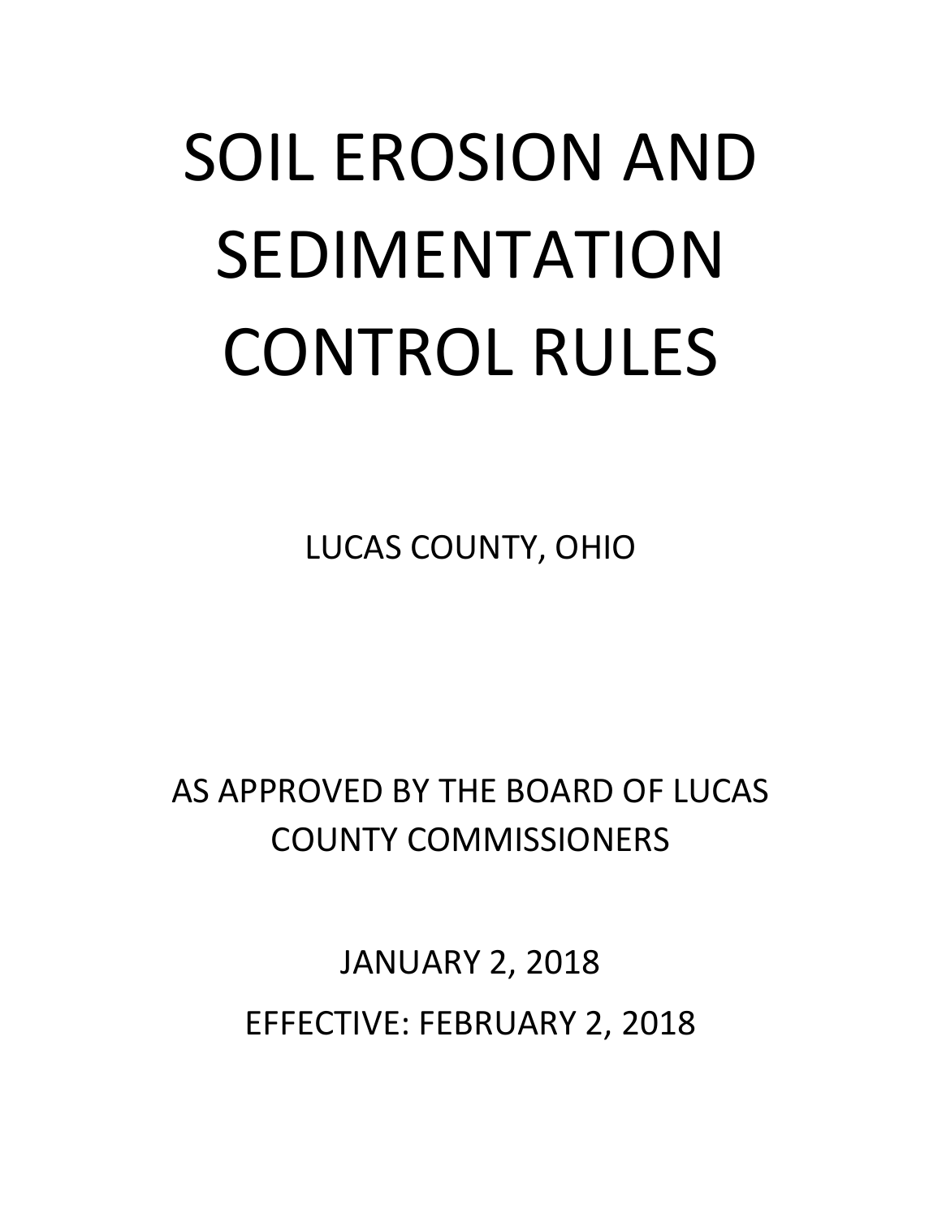# SOIL EROSION AND SEDIMENTATION CONTROL RULES

LUCAS COUNTY, OHIO

AS APPROVED BY THE BOARD OF LUCAS COUNTY COMMISSIONERS

JANUARY 2, 2018

EFFECTIVE: FEBRUARY 2, 2018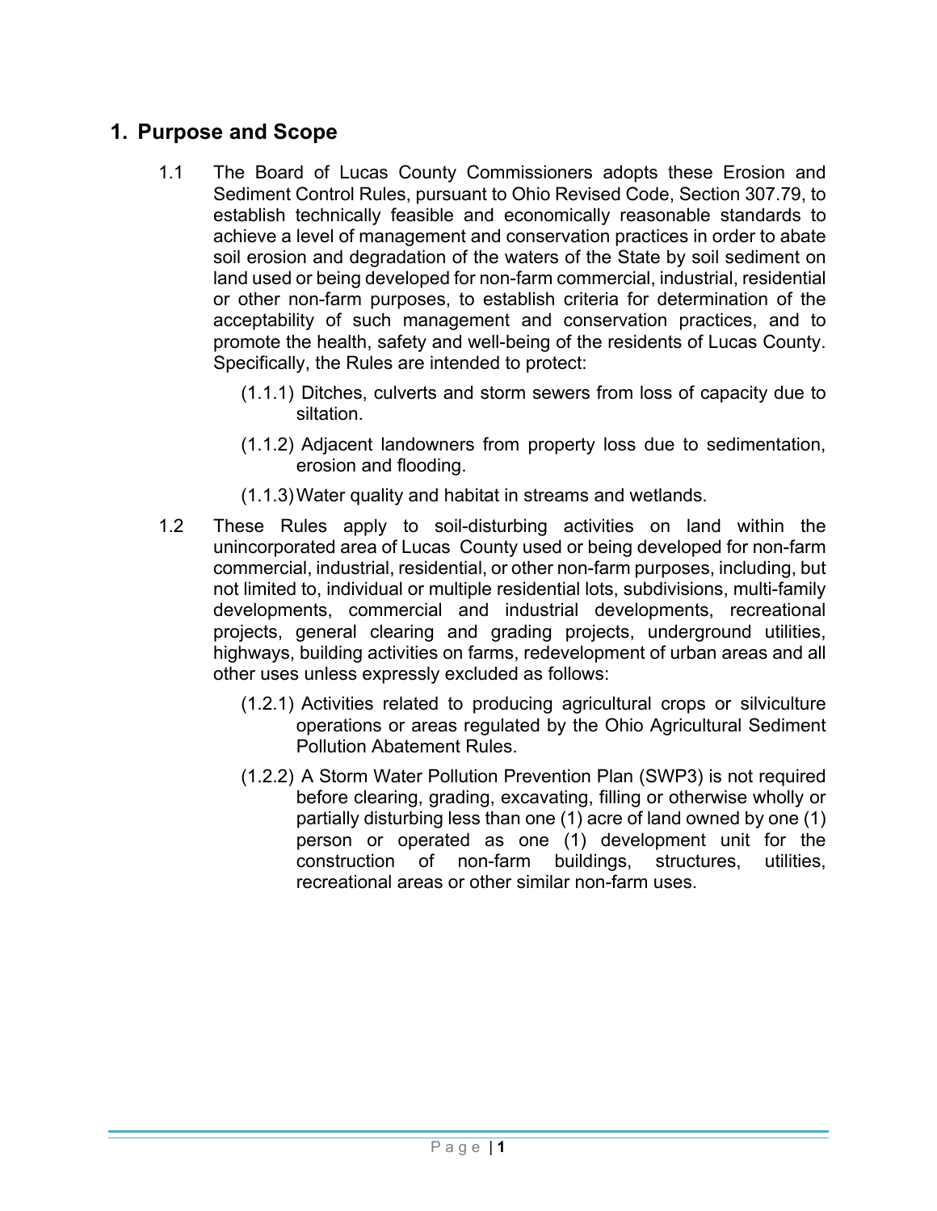## 1. Purpose and Scope

1.1 The Board of Lucas County Commissioners adopts these Erosion and Sediment Control Rules, pursuant to Ohio Revised Code, Section 307.79, to establish technically feasible and economically reasonable standards to achieve a level of management and conservation practices in order to abate soil erosion and degradation of the waters of the State by soil sediment on land used or being developed for non-farm commercial, industrial, residential or other non-farm purposes, to establish criteria for determination of the acceptability of such management and conservation practices, and to promote the health, safety and well-being of the residents of Lucas County. Specifically, the Rules are intended to protect:

- (1.1.1) Ditches, culverts and storm sewers from loss of capacity due to siltation.
- (1.1.2) Adjacent landowners from property loss due to sedimentation, erosion and flooding.
- (1.1.3) Water quality and habitat in streams and wetlands.

1.2 These Rules apply to soil-disturbing activities on land within the unincorporated area of Lucas County used or being developed for non-farm commercial, industrial, residential, or other non-farm purposes, including, but not limited to, individual or multiple residential lots, subdivisions, multi-family developments, commercial and industrial developments, recreational projects, general clearing and grading projects, underground utilities, highways, building activities on farms, redevelopment of urban areas and all other uses unless expressly excluded as follows:

- (1.2.1) Activities related to producing agricultural crops or silviculture operations or areas regulated by the Ohio Agricultural Sediment Pollution Abatement Rules.
- (1.2.2) A Storm Water Pollution Prevention Plan (SWP3) is not required before clearing, grading, excavating, filling or otherwise wholly or partially disturbing less than one (1) acre of land owned by one (1) person or operated as one (1) development unit for the construction of non-farm buildings, structures, utilities, recreational areas or other similar non-farm uses.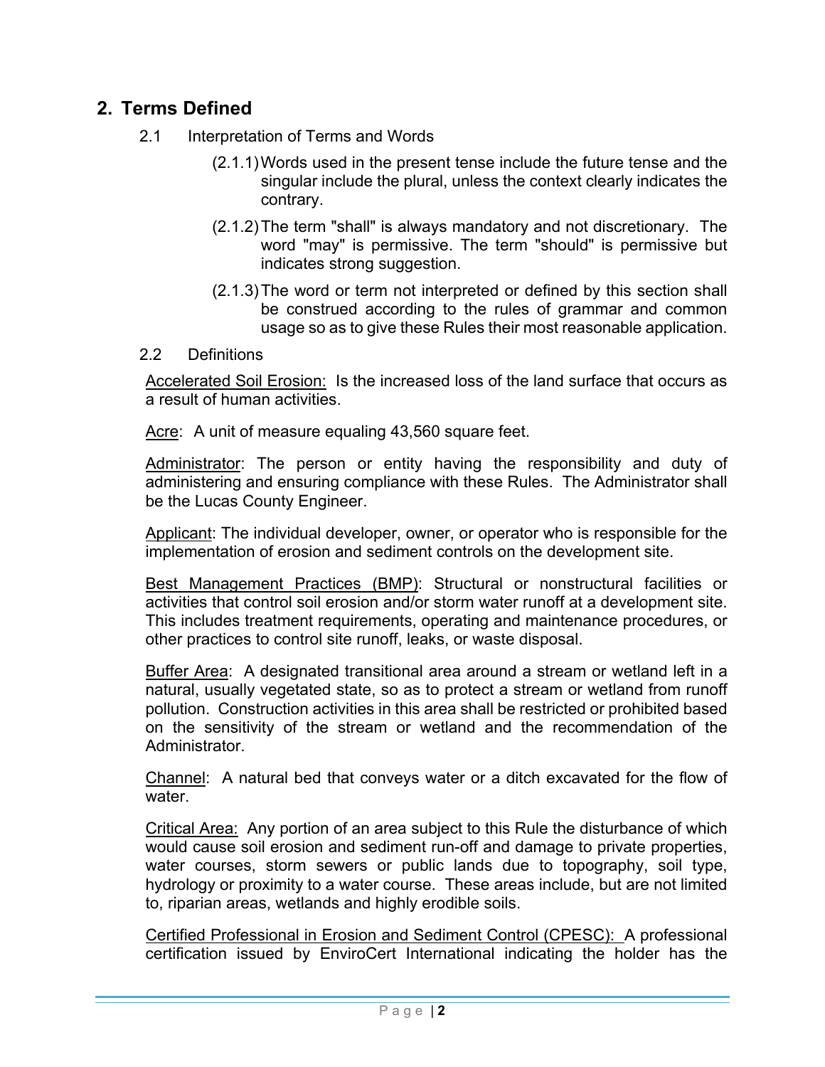## 2. Terms Defined

2.1 Interpretation of Terms and Words

(2.1.1) Words used in the present tense include the future tense and the singular include the plural, unless the context clearly indicates the contrary.

(2.1.2) The term "shall" is always mandatory and not discretionary. The word "may" is permissive. The term "should" is permissive but indicates strong suggestion.

(2.1.3) The word or term not interpreted or defined by this section shall be construed according to the rules of grammar and common usage so as to give these Rules their most reasonable application.

2.2 Definitions

<u>Accelerated Soil Erosion:</u> Is the increased loss of the land surface that occurs as a result of human activities.

<u>Acre</u>: A unit of measure equaling 43,560 square feet.

<u>Administrator</u>: The person or entity having the responsibility and duty of administering and ensuring compliance with these Rules. The Administrator shall be the Lucas County Engineer.

<u>Applicant</u>: The individual developer, owner, or operator who is responsible for the implementation of erosion and sediment controls on the development site.

<u>Best Management Practices (BMP)</u>: Structural or nonstructural facilities or activities that control soil erosion and/or storm water runoff at a development site. This includes treatment requirements, operating and maintenance procedures, or other practices to control site runoff, leaks, or waste disposal.

<u>Buffer Area</u>: A designated transitional area around a stream or wetland left in a natural, usually vegetated state, so as to protect a stream or wetland from runoff pollution. Construction activities in this area shall be restricted or prohibited based on the sensitivity of the stream or wetland and the recommendation of the Administrator.

<u>Channel</u>: A natural bed that conveys water or a ditch excavated for the flow of water.

<u>Critical Area:</u> Any portion of an area subject to this Rule the disturbance of which would cause soil erosion and sediment run-off and damage to private properties, water courses, storm sewers or public lands due to topography, soil type, hydrology or proximity to a water course. These areas include, but are not limited to, riparian areas, wetlands and highly erodible soils.

<u>Certified Professional in Erosion and Sediment Control (CPESC):</u> A professional certification issued by EnviroCert International indicating the holder has the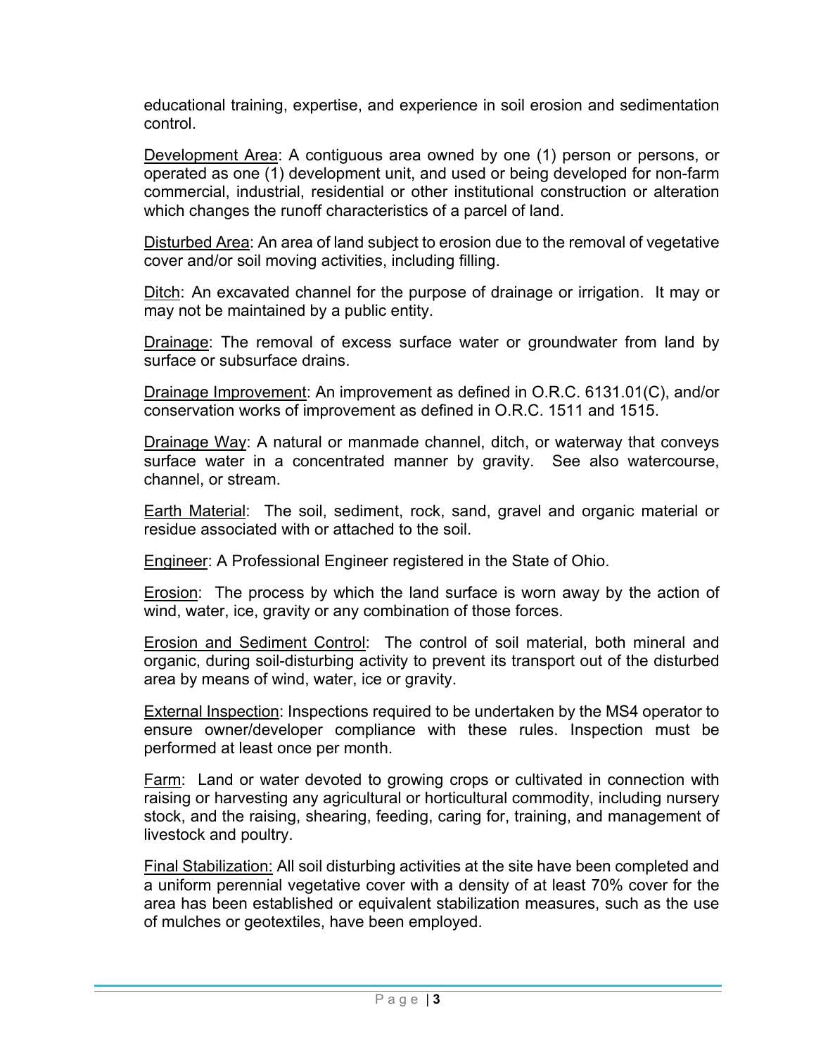educational training, expertise, and experience in soil erosion and sedimentation control.

Development Area: A contiguous area owned by one (1) person or persons, or operated as one (1) development unit, and used or being developed for non-farm commercial, industrial, residential or other institutional construction or alteration which changes the runoff characteristics of a parcel of land.

Disturbed Area: An area of land subject to erosion due to the removal of vegetative cover and/or soil moving activities, including filling.

Ditch: An excavated channel for the purpose of drainage or irrigation. It may or may not be maintained by a public entity.

Drainage: The removal of excess surface water or groundwater from land by surface or subsurface drains.

Drainage Improvement: An improvement as defined in O.R.C. 6131.01(C), and/or conservation works of improvement as defined in O.R.C. 1511 and 1515.

Drainage Way: A natural or manmade channel, ditch, or waterway that conveys surface water in a concentrated manner by gravity. See also watercourse, channel, or stream.

Earth Material: The soil, sediment, rock, sand, gravel and organic material or residue associated with or attached to the soil.

Engineer: A Professional Engineer registered in the State of Ohio.

Erosion: The process by which the land surface is worn away by the action of wind, water, ice, gravity or any combination of those forces.

Erosion and Sediment Control: The control of soil material, both mineral and organic, during soil-disturbing activity to prevent its transport out of the disturbed area by means of wind, water, ice or gravity.

External Inspection: Inspections required to be undertaken by the MS4 operator to ensure owner/developer compliance with these rules. Inspection must be performed at least once per month.

Farm: Land or water devoted to growing crops or cultivated in connection with raising or harvesting any agricultural or horticultural commodity, including nursery stock, and the raising, shearing, feeding, caring for, training, and management of livestock and poultry.

Final Stabilization: All soil disturbing activities at the site have been completed and a uniform perennial vegetative cover with a density of at least 70% cover for the area has been established or equivalent stabilization measures, such as the use of mulches or geotextiles, have been employed.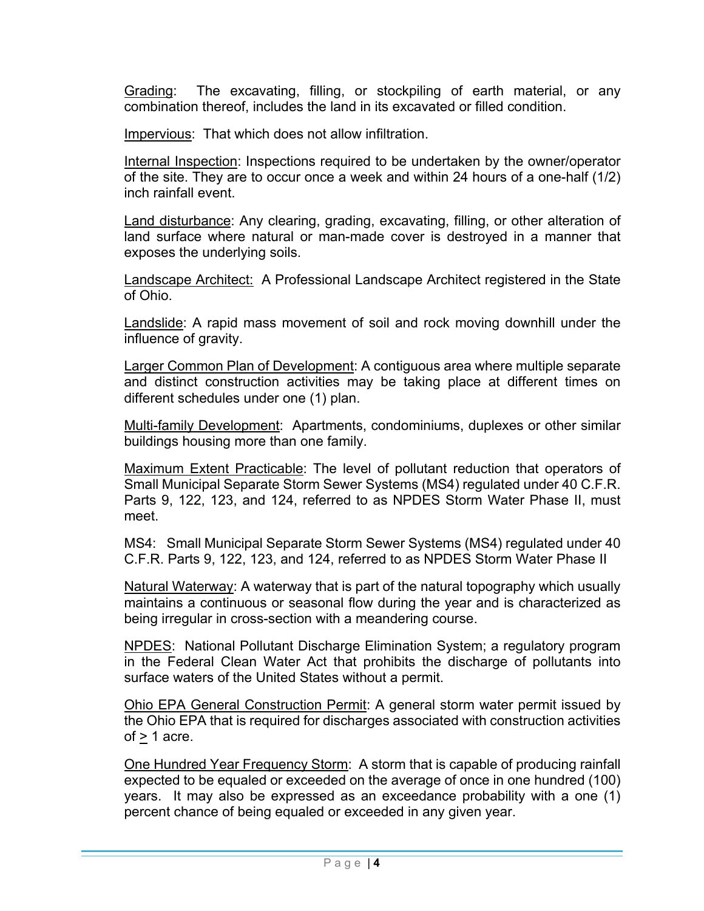Grading: The excavating, filling, or stockpiling of earth material, or any combination thereof, includes the land in its excavated or filled condition.

Impervious: That which does not allow infiltration.

Internal Inspection: Inspections required to be undertaken by the owner/operator of the site. They are to occur once a week and within 24 hours of a one-half (1/2) inch rainfall event.

Land disturbance: Any clearing, grading, excavating, filling, or other alteration of land surface where natural or man-made cover is destroyed in a manner that exposes the underlying soils.

Landscape Architect: A Professional Landscape Architect registered in the State of Ohio.

Landslide: A rapid mass movement of soil and rock moving downhill under the influence of gravity.

Larger Common Plan of Development: A contiguous area where multiple separate and distinct construction activities may be taking place at different times on different schedules under one (1) plan.

Multi-family Development: Apartments, condominiums, duplexes or other similar buildings housing more than one family.

Maximum Extent Practicable: The level of pollutant reduction that operators of Small Municipal Separate Storm Sewer Systems (MS4) regulated under 40 C.F.R. Parts 9, 122, 123, and 124, referred to as NPDES Storm Water Phase II, must meet.

MS4: Small Municipal Separate Storm Sewer Systems (MS4) regulated under 40 C.F.R. Parts 9, 122, 123, and 124, referred to as NPDES Storm Water Phase II

Natural Waterway: A waterway that is part of the natural topography which usually maintains a continuous or seasonal flow during the year and is characterized as being irregular in cross-section with a meandering course.

NPDES: National Pollutant Discharge Elimination System; a regulatory program in the Federal Clean Water Act that prohibits the discharge of pollutants into surface waters of the United States without a permit.

Ohio EPA General Construction Permit: A general storm water permit issued by the Ohio EPA that is required for discharges associated with construction activities of $\geq$ 1 acre.

One Hundred Year Frequency Storm: A storm that is capable of producing rainfall expected to be equaled or exceeded on the average of once in one hundred (100) years. It may also be expressed as an exceedance probability with a one (1) percent chance of being equaled or exceeded in any given year.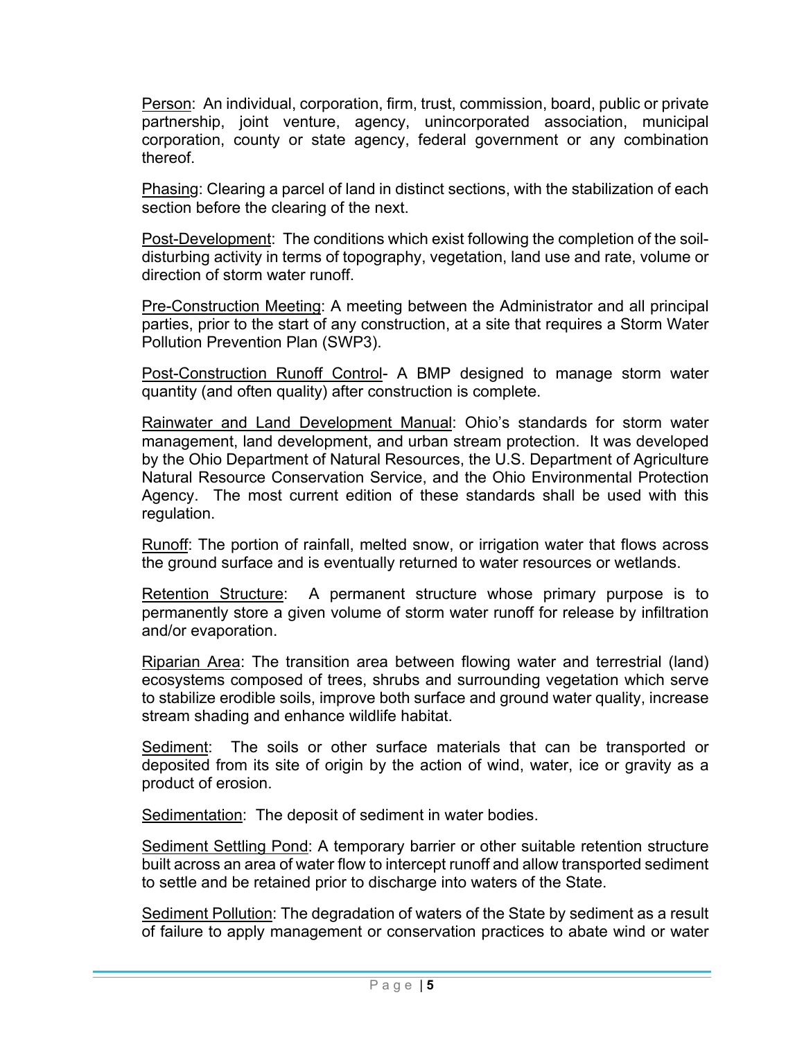<u>Person</u>: An individual, corporation, firm, trust, commission, board, public or private partnership, joint venture, agency, unincorporated association, municipal corporation, county or state agency, federal government or any combination thereof.

<u>Phasing</u>: Clearing a parcel of land in distinct sections, with the stabilization of each section before the clearing of the next.

<u>Post-Development</u>: The conditions which exist following the completion of the soil-disturbing activity in terms of topography, vegetation, land use and rate, volume or direction of storm water runoff.

<u>Pre-Construction Meeting</u>: A meeting between the Administrator and all principal parties, prior to the start of any construction, at a site that requires a Storm Water Pollution Prevention Plan (SWP3).

<u>Post-Construction Runoff Control</u>- A BMP designed to manage storm water quantity (and often quality) after construction is complete.

<u>Rainwater and Land Development Manual</u>: Ohio's standards for storm water management, land development, and urban stream protection. It was developed by the Ohio Department of Natural Resources, the U.S. Department of Agriculture Natural Resource Conservation Service, and the Ohio Environmental Protection Agency. The most current edition of these standards shall be used with this regulation.

<u>Runoff</u>: The portion of rainfall, melted snow, or irrigation water that flows across the ground surface and is eventually returned to water resources or wetlands.

<u>Retention Structure</u>: A permanent structure whose primary purpose is to permanently store a given volume of storm water runoff for release by infiltration and/or evaporation.

<u>Riparian Area</u>: The transition area between flowing water and terrestrial (land) ecosystems composed of trees, shrubs and surrounding vegetation which serve to stabilize erodible soils, improve both surface and ground water quality, increase stream shading and enhance wildlife habitat.

<u>Sediment</u>: The soils or other surface materials that can be transported or deposited from its site of origin by the action of wind, water, ice or gravity as a product of erosion.

<u>Sedimentation</u>: The deposit of sediment in water bodies.

<u>Sediment Settling Pond</u>: A temporary barrier or other suitable retention structure built across an area of water flow to intercept runoff and allow transported sediment to settle and be retained prior to discharge into waters of the State.

<u>Sediment Pollution</u>: The degradation of waters of the State by sediment as a result of failure to apply management or conservation practices to abate wind or water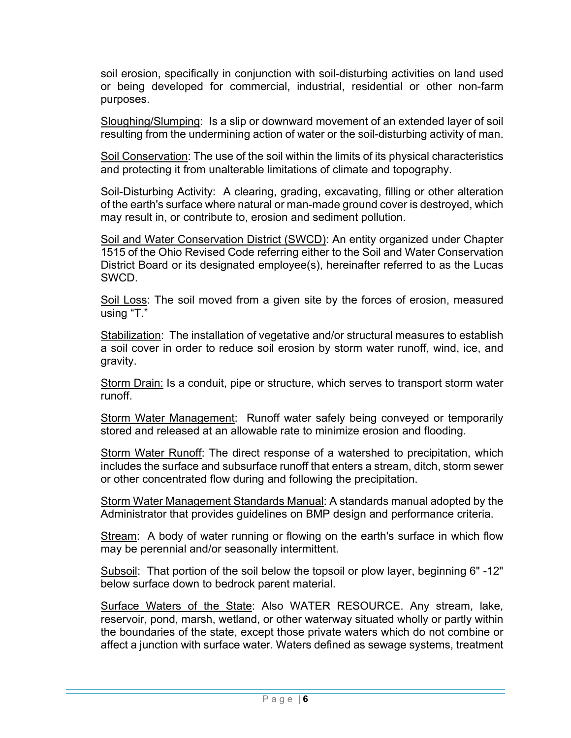soil erosion, specifically in conjunction with soil-disturbing activities on land used or being developed for commercial, industrial, residential or other non-farm purposes.

Sloughing/Slumping: Is a slip or downward movement of an extended layer of soil resulting from the undermining action of water or the soil-disturbing activity of man.

Soil Conservation: The use of the soil within the limits of its physical characteristics and protecting it from unalterable limitations of climate and topography.

Soil-Disturbing Activity: A clearing, grading, excavating, filling or other alteration of the earth's surface where natural or man-made ground cover is destroyed, which may result in, or contribute to, erosion and sediment pollution.

Soil and Water Conservation District (SWCD): An entity organized under Chapter 1515 of the Ohio Revised Code referring either to the Soil and Water Conservation District Board or its designated employee(s), hereinafter referred to as the Lucas SWCD.

Soil Loss: The soil moved from a given site by the forces of erosion, measured using "T."

Stabilization: The installation of vegetative and/or structural measures to establish a soil cover in order to reduce soil erosion by storm water runoff, wind, ice, and gravity.

Storm Drain: Is a conduit, pipe or structure, which serves to transport storm water runoff.

Storm Water Management: Runoff water safely being conveyed or temporarily stored and released at an allowable rate to minimize erosion and flooding.

Storm Water Runoff: The direct response of a watershed to precipitation, which includes the surface and subsurface runoff that enters a stream, ditch, storm sewer or other concentrated flow during and following the precipitation.

Storm Water Management Standards Manual: A standards manual adopted by the Administrator that provides guidelines on BMP design and performance criteria.

Stream: A body of water running or flowing on the earth's surface in which flow may be perennial and/or seasonally intermittent.

Subsoil: That portion of the soil below the topsoil or plow layer, beginning 6" -12" below surface down to bedrock parent material.

Surface Waters of the State: Also WATER RESOURCE. Any stream, lake, reservoir, pond, marsh, wetland, or other waterway situated wholly or partly within the boundaries of the state, except those private waters which do not combine or affect a junction with surface water. Waters defined as sewage systems, treatment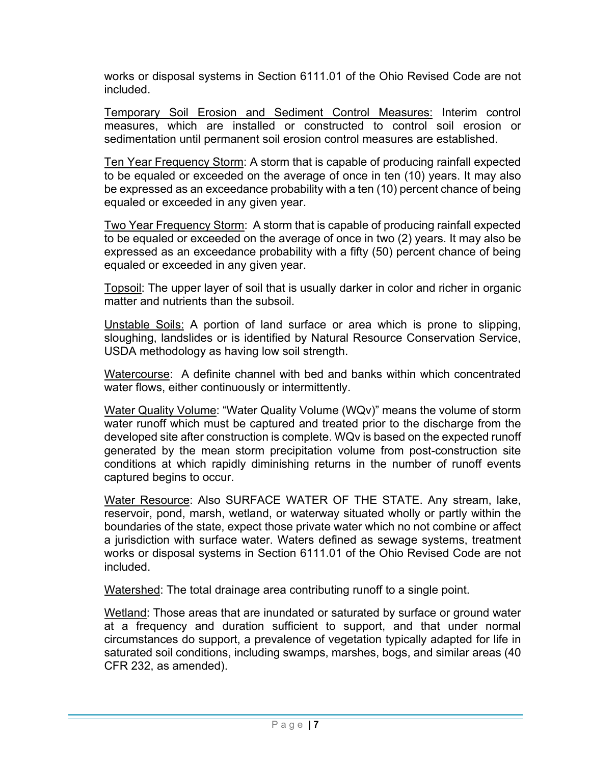works or disposal systems in Section 6111.01 of the Ohio Revised Code are not included.

Temporary Soil Erosion and Sediment Control Measures: Interim control measures, which are installed or constructed to control soil erosion or sedimentation until permanent soil erosion control measures are established.

Ten Year Frequency Storm: A storm that is capable of producing rainfall expected to be equaled or exceeded on the average of once in ten (10) years. It may also be expressed as an exceedance probability with a ten (10) percent chance of being equaled or exceeded in any given year.

Two Year Frequency Storm: A storm that is capable of producing rainfall expected to be equaled or exceeded on the average of once in two (2) years. It may also be expressed as an exceedance probability with a fifty (50) percent chance of being equaled or exceeded in any given year.

Topsoil: The upper layer of soil that is usually darker in color and richer in organic matter and nutrients than the subsoil.

Unstable Soils: A portion of land surface or area which is prone to slipping, sloughing, landslides or is identified by Natural Resource Conservation Service, USDA methodology as having low soil strength.

Watercourse: A definite channel with bed and banks within which concentrated water flows, either continuously or intermittently.

Water Quality Volume: "Water Quality Volume (WQv)" means the volume of storm water runoff which must be captured and treated prior to the discharge from the developed site after construction is complete. WQv is based on the expected runoff generated by the mean storm precipitation volume from post-construction site conditions at which rapidly diminishing returns in the number of runoff events captured begins to occur.

Water Resource: Also SURFACE WATER OF THE STATE. Any stream, lake, reservoir, pond, marsh, wetland, or waterway situated wholly or partly within the boundaries of the state, expect those private water which no not combine or affect a jurisdiction with surface water. Waters defined as sewage systems, treatment works or disposal systems in Section 6111.01 of the Ohio Revised Code are not included.

Watershed: The total drainage area contributing runoff to a single point.

Wetland: Those areas that are inundated or saturated by surface or ground water at a frequency and duration sufficient to support, and that under normal circumstances do support, a prevalence of vegetation typically adapted for life in saturated soil conditions, including swamps, marshes, bogs, and similar areas (40 CFR 232, as amended).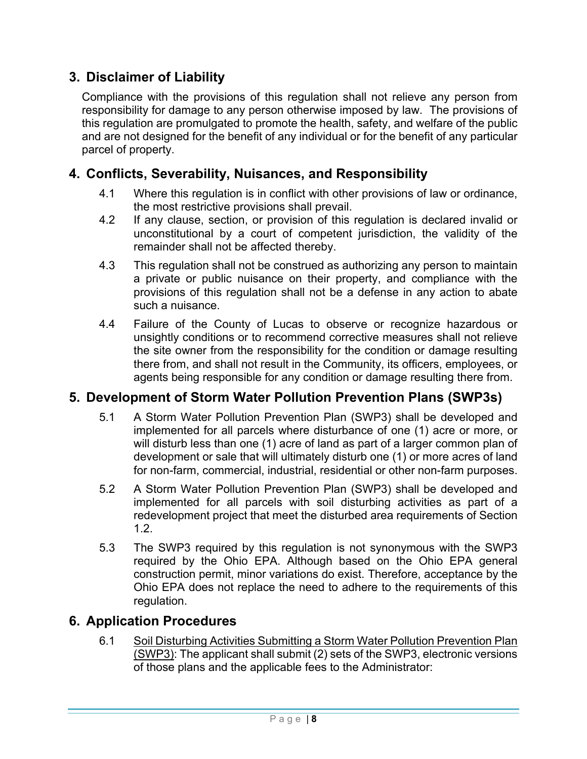## 3. Disclaimer of Liability

Compliance with the provisions of this regulation shall not relieve any person from responsibility for damage to any person otherwise imposed by law. The provisions of this regulation are promulgated to promote the health, safety, and welfare of the public and are not designed for the benefit of any individual or for the benefit of any particular parcel of property.

## 4. Conflicts, Severability, Nuisances, and Responsibility

4.1 Where this regulation is in conflict with other provisions of law or ordinance, the most restrictive provisions shall prevail.

4.2 If any clause, section, or provision of this regulation is declared invalid or unconstitutional by a court of competent jurisdiction, the validity of the remainder shall not be affected thereby.

4.3 This regulation shall not be construed as authorizing any person to maintain a private or public nuisance on their property, and compliance with the provisions of this regulation shall not be a defense in any action to abate such a nuisance.

4.4 Failure of the County of Lucas to observe or recognize hazardous or unsightly conditions or to recommend corrective measures shall not relieve the site owner from the responsibility for the condition or damage resulting there from, and shall not result in the Community, its officers, employees, or agents being responsible for any condition or damage resulting there from.

## 5. Development of Storm Water Pollution Prevention Plans (SWP3s)

5.1 A Storm Water Pollution Prevention Plan (SWP3) shall be developed and implemented for all parcels where disturbance of one (1) acre or more, or will disturb less than one (1) acre of land as part of a larger common plan of development or sale that will ultimately disturb one (1) or more acres of land for non-farm, commercial, industrial, residential or other non-farm purposes.

5.2 A Storm Water Pollution Prevention Plan (SWP3) shall be developed and implemented for all parcels with soil disturbing activities as part of a redevelopment project that meet the disturbed area requirements of Section 1.2.

5.3 The SWP3 required by this regulation is not synonymous with the SWP3 required by the Ohio EPA. Although based on the Ohio EPA general construction permit, minor variations do exist. Therefore, acceptance by the Ohio EPA does not replace the need to adhere to the requirements of this regulation.

## 6. Application Procedures

6.1 <u>Soil Disturbing Activities Submitting a Storm Water Pollution Prevention Plan (SWP3)</u>: The applicant shall submit (2) sets of the SWP3, electronic versions of those plans and the applicable fees to the Administrator: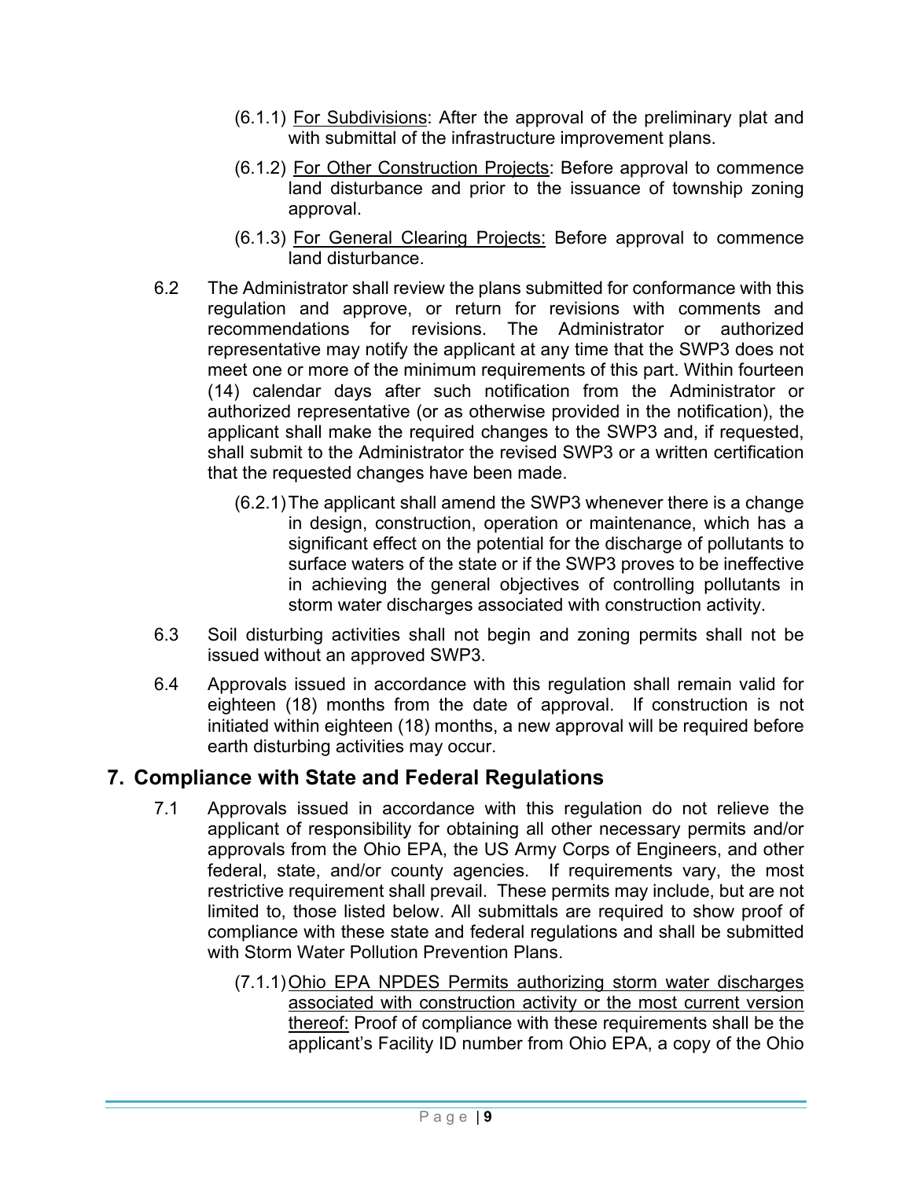(6.1.1) <u>For Subdivisions</u>: After the approval of the preliminary plat and with submittal of the infrastructure improvement plans.

(6.1.2) <u>For Other Construction Projects</u>: Before approval to commence land disturbance and prior to the issuance of township zoning approval.

(6.1.3) <u>For General Clearing Projects:</u> Before approval to commence land disturbance.

6.2 The Administrator shall review the plans submitted for conformance with this regulation and approve, or return for revisions with comments and recommendations for revisions. The Administrator or authorized representative may notify the applicant at any time that the SWP3 does not meet one or more of the minimum requirements of this part. Within fourteen (14) calendar days after such notification from the Administrator or authorized representative (or as otherwise provided in the notification), the applicant shall make the required changes to the SWP3 and, if requested, shall submit to the Administrator the revised SWP3 or a written certification that the requested changes have been made.

(6.2.1) The applicant shall amend the SWP3 whenever there is a change in design, construction, operation or maintenance, which has a significant effect on the potential for the discharge of pollutants to surface waters of the state or if the SWP3 proves to be ineffective in achieving the general objectives of controlling pollutants in storm water discharges associated with construction activity.

6.3 Soil disturbing activities shall not begin and zoning permits shall not be issued without an approved SWP3.

6.4 Approvals issued in accordance with this regulation shall remain valid for eighteen (18) months from the date of approval. If construction is not initiated within eighteen (18) months, a new approval will be required before earth disturbing activities may occur.

## 7. Compliance with State and Federal Regulations

7.1 Approvals issued in accordance with this regulation do not relieve the applicant of responsibility for obtaining all other necessary permits and/or approvals from the Ohio EPA, the US Army Corps of Engineers, and other federal, state, and/or county agencies. If requirements vary, the most restrictive requirement shall prevail. These permits may include, but are not limited to, those listed below. All submittals are required to show proof of compliance with these state and federal regulations and shall be submitted with Storm Water Pollution Prevention Plans.

(7.1.1) <u>Ohio EPA NPDES Permits authorizing storm water discharges associated with construction activity or the most current version thereof:</u> Proof of compliance with these requirements shall be the applicant's Facility ID number from Ohio EPA, a copy of the Ohio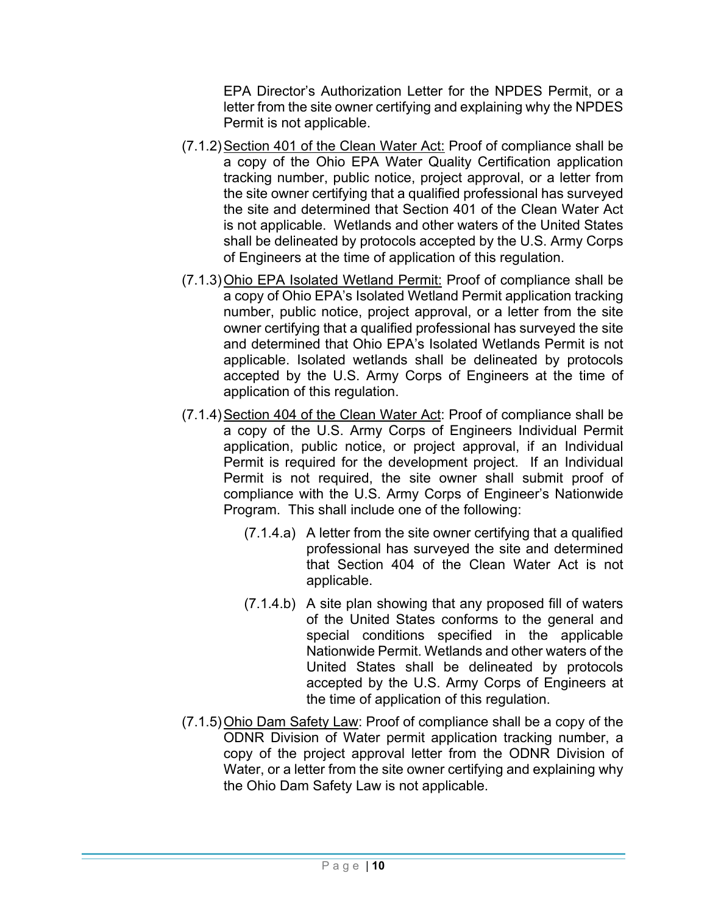EPA Director's Authorization Letter for the NPDES Permit, or a letter from the site owner certifying and explaining why the NPDES Permit is not applicable.

(7.1.2) Section 401 of the Clean Water Act: Proof of compliance shall be a copy of the Ohio EPA Water Quality Certification application tracking number, public notice, project approval, or a letter from the site owner certifying that a qualified professional has surveyed the site and determined that Section 401 of the Clean Water Act is not applicable. Wetlands and other waters of the United States shall be delineated by protocols accepted by the U.S. Army Corps of Engineers at the time of application of this regulation.

(7.1.3) Ohio EPA Isolated Wetland Permit: Proof of compliance shall be a copy of Ohio EPA's Isolated Wetland Permit application tracking number, public notice, project approval, or a letter from the site owner certifying that a qualified professional has surveyed the site and determined that Ohio EPA's Isolated Wetlands Permit is not applicable. Isolated wetlands shall be delineated by protocols accepted by the U.S. Army Corps of Engineers at the time of application of this regulation.

(7.1.4) Section 404 of the Clean Water Act: Proof of compliance shall be a copy of the U.S. Army Corps of Engineers Individual Permit application, public notice, or project approval, if an Individual Permit is required for the development project. If an Individual Permit is not required, the site owner shall submit proof of compliance with the U.S. Army Corps of Engineer's Nationwide Program. This shall include one of the following:

(7.1.4.a) A letter from the site owner certifying that a qualified professional has surveyed the site and determined that Section 404 of the Clean Water Act is not applicable.

(7.1.4.b) A site plan showing that any proposed fill of waters of the United States conforms to the general and special conditions specified in the applicable Nationwide Permit. Wetlands and other waters of the United States shall be delineated by protocols accepted by the U.S. Army Corps of Engineers at the time of application of this regulation.

(7.1.5) Ohio Dam Safety Law: Proof of compliance shall be a copy of the ODNR Division of Water permit application tracking number, a copy of the project approval letter from the ODNR Division of Water, or a letter from the site owner certifying and explaining why the Ohio Dam Safety Law is not applicable.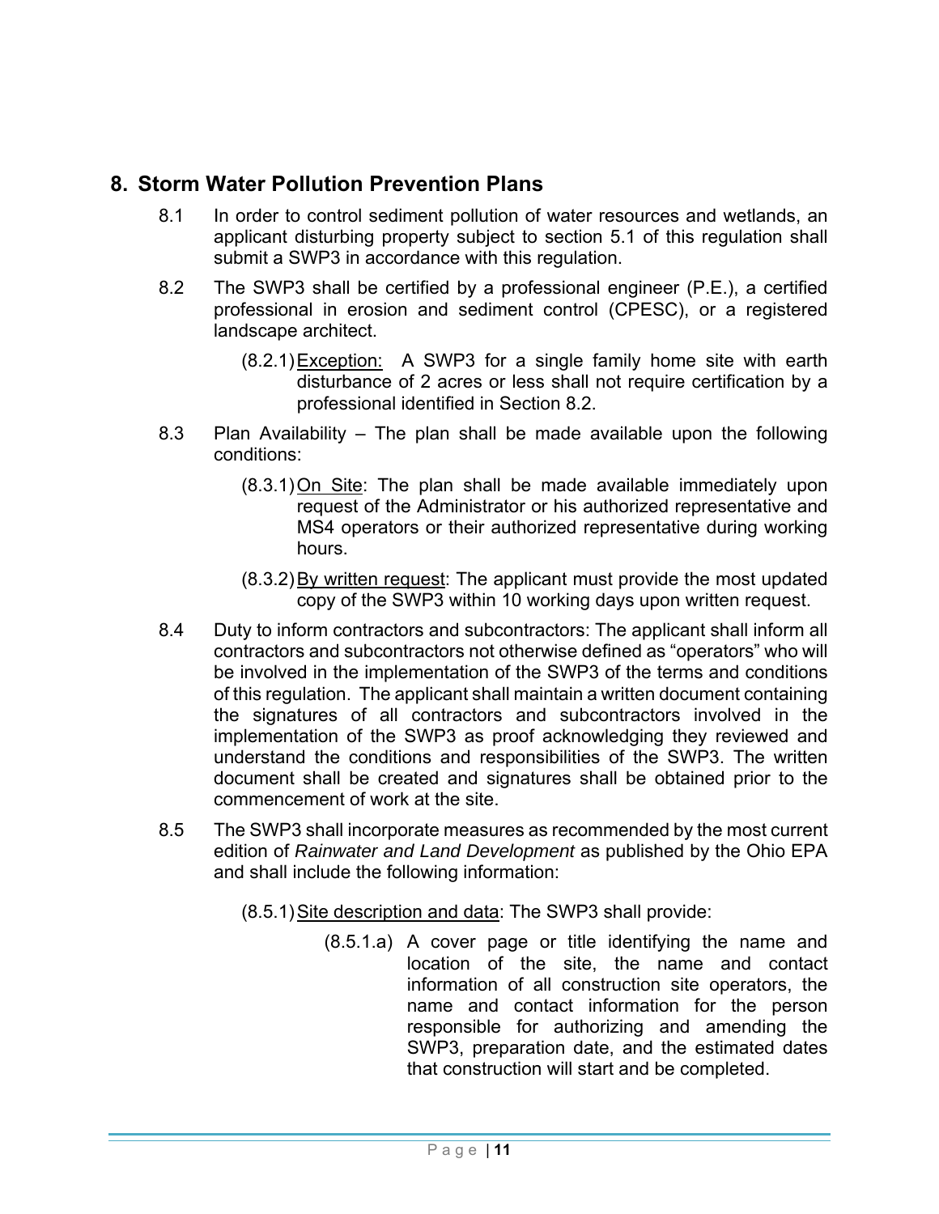## 8. Storm Water Pollution Prevention Plans

8.1 In order to control sediment pollution of water resources and wetlands, an applicant disturbing property subject to section 5.1 of this regulation shall submit a SWP3 in accordance with this regulation.

8.2 The SWP3 shall be certified by a professional engineer (P.E.), a certified professional in erosion and sediment control (CPESC), or a registered landscape architect.

(8.2.1) <u>Exception:</u> A SWP3 for a single family home site with earth disturbance of 2 acres or less shall not require certification by a professional identified in Section 8.2.

8.3 Plan Availability – The plan shall be made available upon the following conditions:

(8.3.1) <u>On Site</u>: The plan shall be made available immediately upon request of the Administrator or his authorized representative and MS4 operators or their authorized representative during working hours.

(8.3.2) <u>By written request</u>: The applicant must provide the most updated copy of the SWP3 within 10 working days upon written request.

8.4 Duty to inform contractors and subcontractors: The applicant shall inform all contractors and subcontractors not otherwise defined as "operators" who will be involved in the implementation of the SWP3 of the terms and conditions of this regulation. The applicant shall maintain a written document containing the signatures of all contractors and subcontractors involved in the implementation of the SWP3 as proof acknowledging they reviewed and understand the conditions and responsibilities of the SWP3. The written document shall be created and signatures shall be obtained prior to the commencement of work at the site.

8.5 The SWP3 shall incorporate measures as recommended by the most current edition of *Rainwater and Land Development* as published by the Ohio EPA and shall include the following information:

(8.5.1) <u>Site description and data</u>: The SWP3 shall provide:

(8.5.1.a) A cover page or title identifying the name and location of the site, the name and contact information of all construction site operators, the name and contact information for the person responsible for authorizing and amending the SWP3, preparation date, and the estimated dates that construction will start and be completed.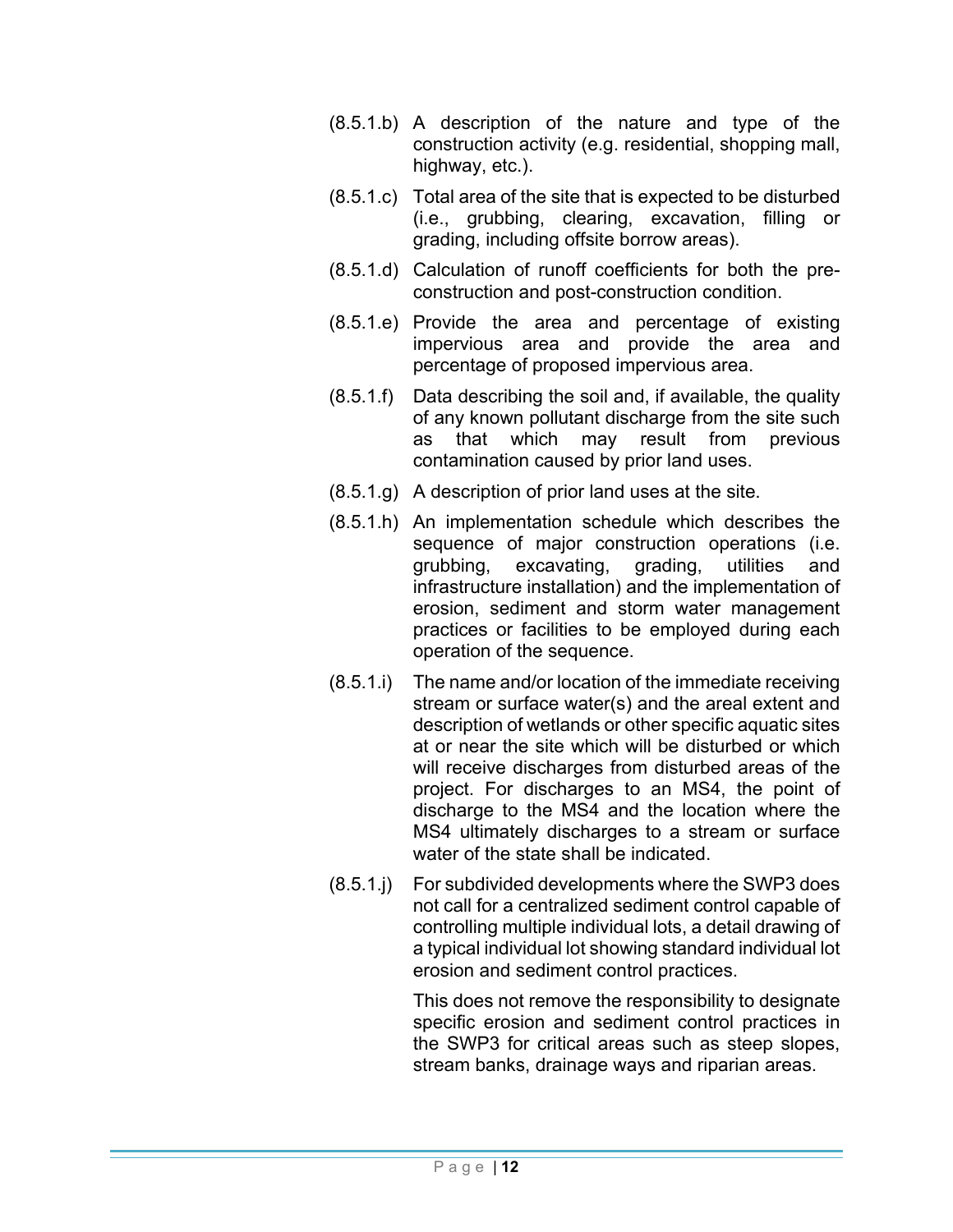(8.5.1.b) A description of the nature and type of the construction activity (e.g. residential, shopping mall, highway, etc.).

(8.5.1.c) Total area of the site that is expected to be disturbed (i.e., grubbing, clearing, excavation, filling or grading, including offsite borrow areas).

(8.5.1.d) Calculation of runoff coefficients for both the pre-construction and post-construction condition.

(8.5.1.e) Provide the area and percentage of existing impervious area and provide the area and percentage of proposed impervious area.

(8.5.1.f) Data describing the soil and, if available, the quality of any known pollutant discharge from the site such as that which may result from previous contamination caused by prior land uses.

(8.5.1.g) A description of prior land uses at the site.

(8.5.1.h) An implementation schedule which describes the sequence of major construction operations (i.e. grubbing, excavating, grading, utilities and infrastructure installation) and the implementation of erosion, sediment and storm water management practices or facilities to be employed during each operation of the sequence.

(8.5.1.i) The name and/or location of the immediate receiving stream or surface water(s) and the areal extent and description of wetlands or other specific aquatic sites at or near the site which will be disturbed or which will receive discharges from disturbed areas of the project. For discharges to an MS4, the point of discharge to the MS4 and the location where the MS4 ultimately discharges to a stream or surface water of the state shall be indicated.

(8.5.1.j) For subdivided developments where the SWP3 does not call for a centralized sediment control capable of controlling multiple individual lots, a detail drawing of a typical individual lot showing standard individual lot erosion and sediment control practices.

This does not remove the responsibility to designate specific erosion and sediment control practices in the SWP3 for critical areas such as steep slopes, stream banks, drainage ways and riparian areas.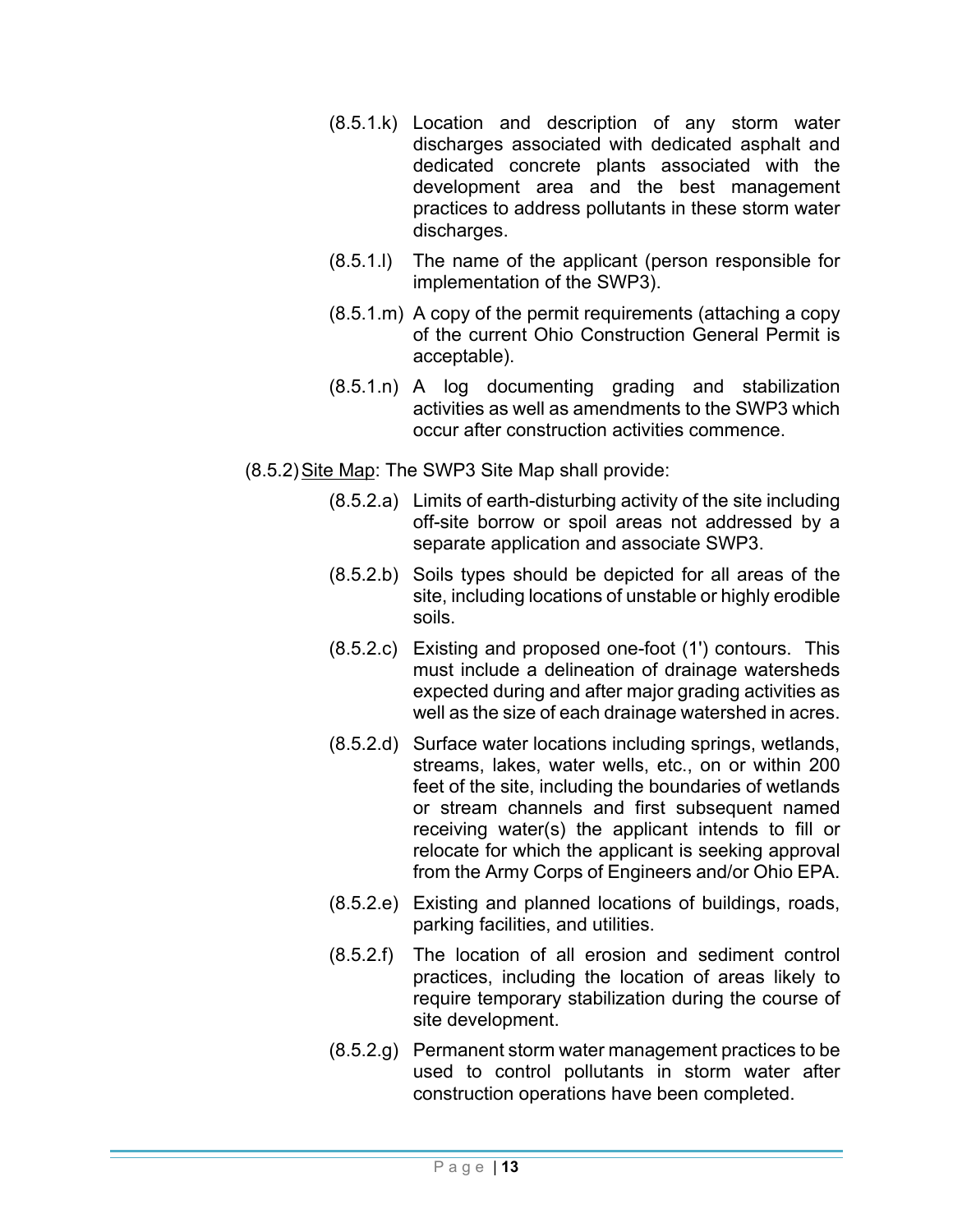(8.5.1.k) Location and description of any storm water discharges associated with dedicated asphalt and dedicated concrete plants associated with the development area and the best management practices to address pollutants in these storm water discharges.

(8.5.1.l) The name of the applicant (person responsible for implementation of the SWP3).

(8.5.1.m) A copy of the permit requirements (attaching a copy of the current Ohio Construction General Permit is acceptable).

(8.5.1.n) A log documenting grading and stabilization activities as well as amendments to the SWP3 which occur after construction activities commence.

(8.5.2) Site Map: The SWP3 Site Map shall provide:

(8.5.2.a) Limits of earth-disturbing activity of the site including off-site borrow or spoil areas not addressed by a separate application and associate SWP3.

(8.5.2.b) Soils types should be depicted for all areas of the site, including locations of unstable or highly erodible soils.

(8.5.2.c) Existing and proposed one-foot (1') contours. This must include a delineation of drainage watersheds expected during and after major grading activities as well as the size of each drainage watershed in acres.

(8.5.2.d) Surface water locations including springs, wetlands, streams, lakes, water wells, etc., on or within 200 feet of the site, including the boundaries of wetlands or stream channels and first subsequent named receiving water(s) the applicant intends to fill or relocate for which the applicant is seeking approval from the Army Corps of Engineers and/or Ohio EPA.

(8.5.2.e) Existing and planned locations of buildings, roads, parking facilities, and utilities.

(8.5.2.f) The location of all erosion and sediment control practices, including the location of areas likely to require temporary stabilization during the course of site development.

(8.5.2.g) Permanent storm water management practices to be used to control pollutants in storm water after construction operations have been completed.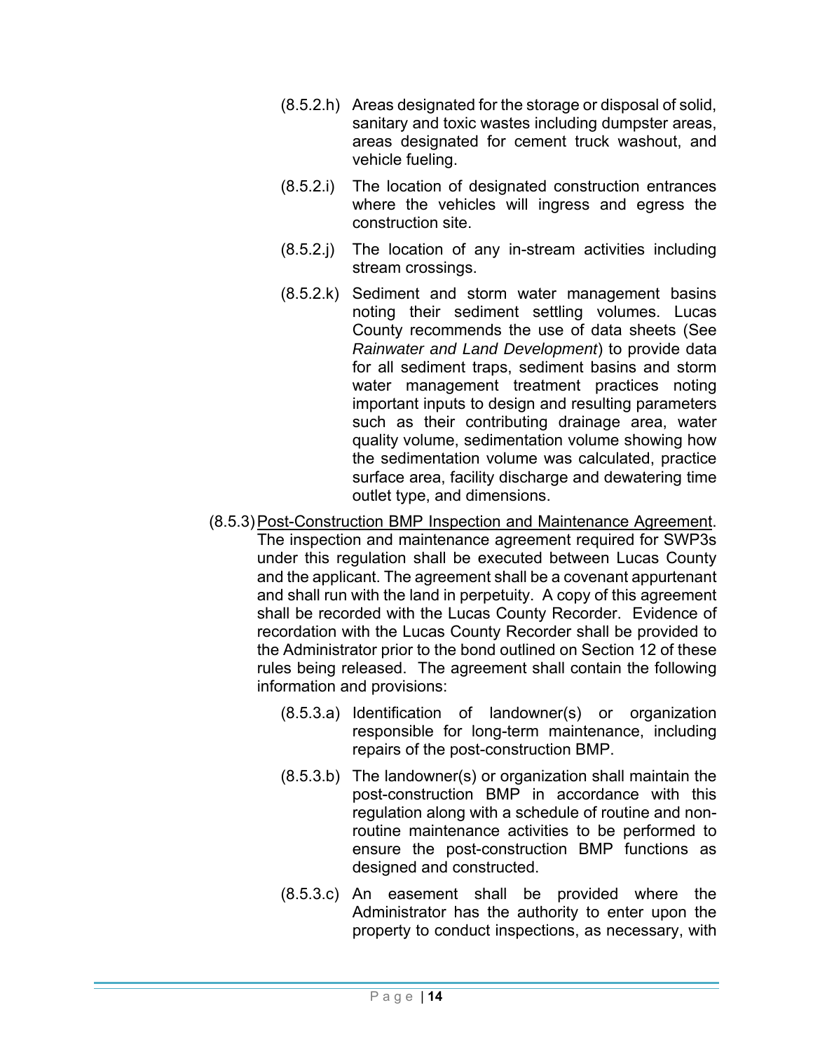(8.5.2.h) Areas designated for the storage or disposal of solid, sanitary and toxic wastes including dumpster areas, areas designated for cement truck washout, and vehicle fueling.

(8.5.2.i) The location of designated construction entrances where the vehicles will ingress and egress the construction site.

(8.5.2.j) The location of any in-stream activities including stream crossings.

(8.5.2.k) Sediment and storm water management basins noting their sediment settling volumes. Lucas County recommends the use of data sheets (See *Rainwater and Land Development*) to provide data for all sediment traps, sediment basins and storm water management treatment practices noting important inputs to design and resulting parameters such as their contributing drainage area, water quality volume, sedimentation volume showing how the sedimentation volume was calculated, practice surface area, facility discharge and dewatering time outlet type, and dimensions.

(8.5.3) <u>Post-Construction BMP Inspection and Maintenance Agreement</u>. The inspection and maintenance agreement required for SWP3s under this regulation shall be executed between Lucas County and the applicant. The agreement shall be a covenant appurtenant and shall run with the land in perpetuity. A copy of this agreement shall be recorded with the Lucas County Recorder. Evidence of recordation with the Lucas County Recorder shall be provided to the Administrator prior to the bond outlined on Section 12 of these rules being released. The agreement shall contain the following information and provisions:

(8.5.3.a) Identification of landowner(s) or organization responsible for long-term maintenance, including repairs of the post-construction BMP.

(8.5.3.b) The landowner(s) or organization shall maintain the post-construction BMP in accordance with this regulation along with a schedule of routine and non-routine maintenance activities to be performed to ensure the post-construction BMP functions as designed and constructed.

(8.5.3.c) An easement shall be provided where the Administrator has the authority to enter upon the property to conduct inspections, as necessary, with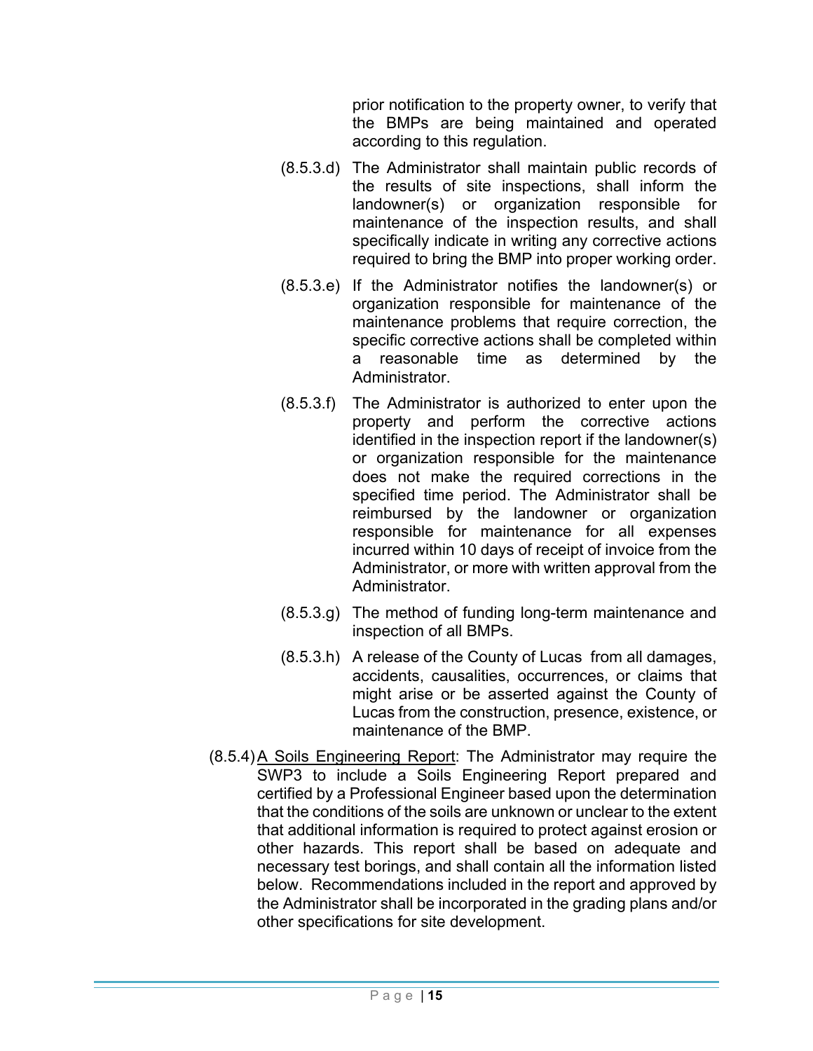prior notification to the property owner, to verify that the BMPs are being maintained and operated according to this regulation.

(8.5.3.d) The Administrator shall maintain public records of the results of site inspections, shall inform the landowner(s) or organization responsible for maintenance of the inspection results, and shall specifically indicate in writing any corrective actions required to bring the BMP into proper working order.

(8.5.3.e) If the Administrator notifies the landowner(s) or organization responsible for maintenance of the maintenance problems that require correction, the specific corrective actions shall be completed within a reasonable time as determined by the Administrator.

(8.5.3.f) The Administrator is authorized to enter upon the property and perform the corrective actions identified in the inspection report if the landowner(s) or organization responsible for the maintenance does not make the required corrections in the specified time period. The Administrator shall be reimbursed by the landowner or organization responsible for maintenance for all expenses incurred within 10 days of receipt of invoice from the Administrator, or more with written approval from the Administrator.

(8.5.3.g) The method of funding long-term maintenance and inspection of all BMPs.

(8.5.3.h) A release of the County of Lucas from all damages, accidents, causalities, occurrences, or claims that might arise or be asserted against the County of Lucas from the construction, presence, existence, or maintenance of the BMP.

(8.5.4) A Soils Engineering Report: The Administrator may require the SWP3 to include a Soils Engineering Report prepared and certified by a Professional Engineer based upon the determination that the conditions of the soils are unknown or unclear to the extent that additional information is required to protect against erosion or other hazards. This report shall be based on adequate and necessary test borings, and shall contain all the information listed below. Recommendations included in the report and approved by the Administrator shall be incorporated in the grading plans and/or other specifications for site development.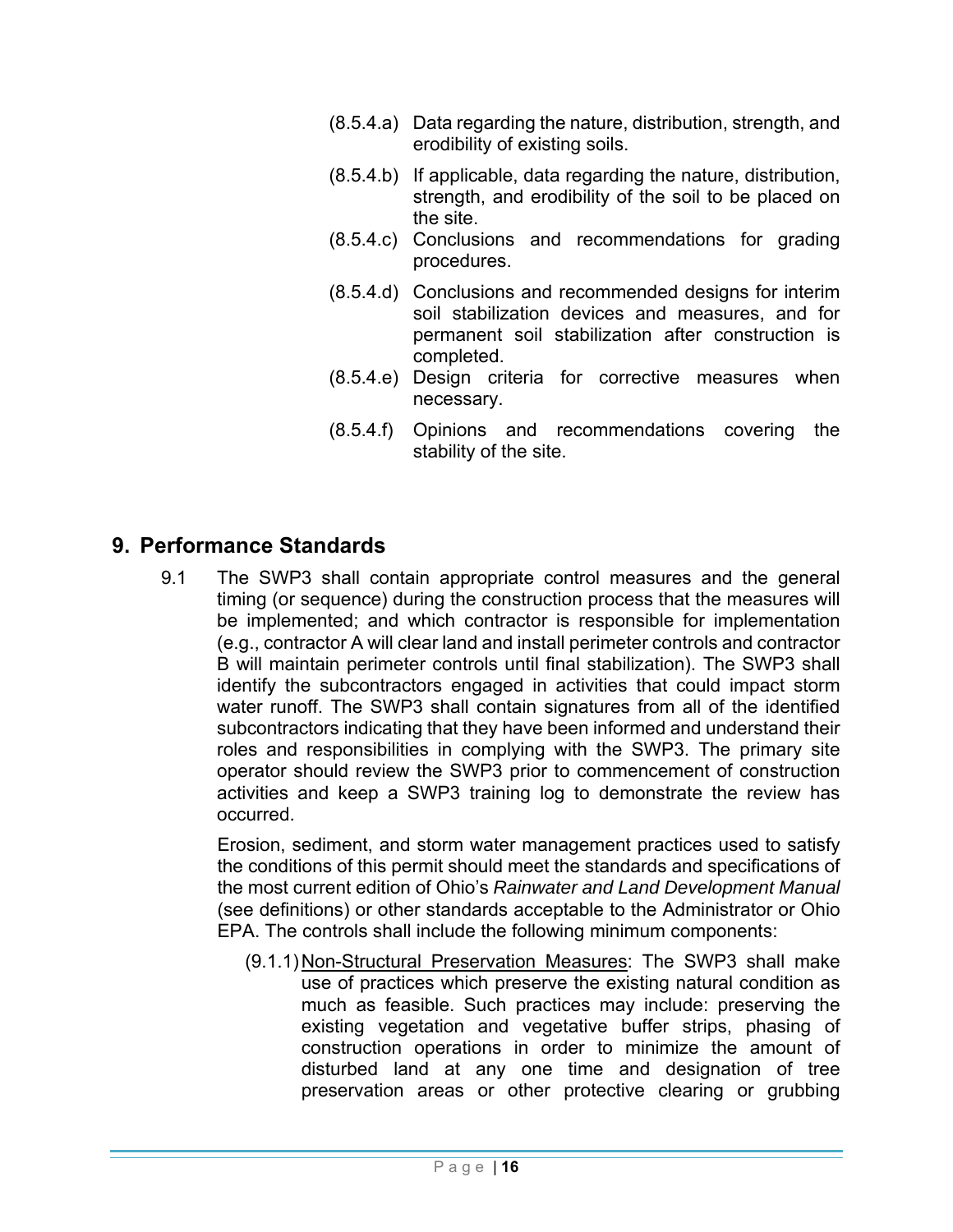(8.5.4.a) Data regarding the nature, distribution, strength, and erodibility of existing soils.

(8.5.4.b) If applicable, data regarding the nature, distribution, strength, and erodibility of the soil to be placed on the site.

(8.5.4.c) Conclusions and recommendations for grading procedures.

(8.5.4.d) Conclusions and recommended designs for interim soil stabilization devices and measures, and for permanent soil stabilization after construction is completed.

(8.5.4.e) Design criteria for corrective measures when necessary.

(8.5.4.f) Opinions and recommendations covering the stability of the site.

## 9. Performance Standards

9.1 The SWP3 shall contain appropriate control measures and the general timing (or sequence) during the construction process that the measures will be implemented; and which contractor is responsible for implementation (e.g., contractor A will clear land and install perimeter controls and contractor B will maintain perimeter controls until final stabilization). The SWP3 shall identify the subcontractors engaged in activities that could impact storm water runoff. The SWP3 shall contain signatures from all of the identified subcontractors indicating that they have been informed and understand their roles and responsibilities in complying with the SWP3. The primary site operator should review the SWP3 prior to commencement of construction activities and keep a SWP3 training log to demonstrate the review has occurred.

Erosion, sediment, and storm water management practices used to satisfy the conditions of this permit should meet the standards and specifications of the most current edition of Ohio's *Rainwater and Land Development Manual* (see definitions) or other standards acceptable to the Administrator or Ohio EPA. The controls shall include the following minimum components:

(9.1.1) Non-Structural Preservation Measures: The SWP3 shall make use of practices which preserve the existing natural condition as much as feasible. Such practices may include: preserving the existing vegetation and vegetative buffer strips, phasing of construction operations in order to minimize the amount of disturbed land at any one time and designation of tree preservation areas or other protective clearing or grubbing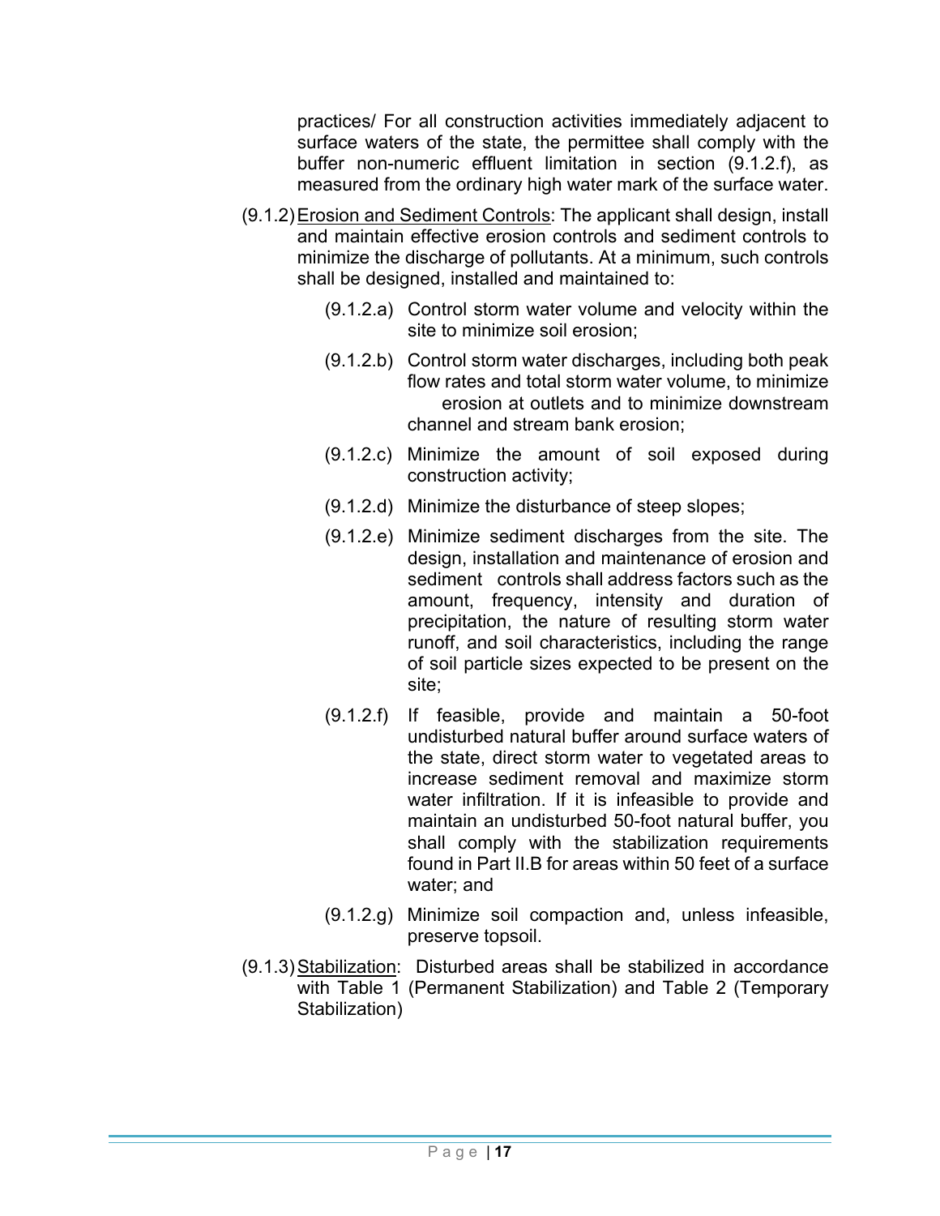practices/ For all construction activities immediately adjacent to surface waters of the state, the permittee shall comply with the buffer non-numeric effluent limitation in section (9.1.2.f), as measured from the ordinary high water mark of the surface water.

(9.1.2) Erosion and Sediment Controls: The applicant shall design, install and maintain effective erosion controls and sediment controls to minimize the discharge of pollutants. At a minimum, such controls shall be designed, installed and maintained to:

- (9.1.2.a) Control storm water volume and velocity within the site to minimize soil erosion;
- (9.1.2.b) Control storm water discharges, including both peak flow rates and total storm water volume, to minimize erosion at outlets and to minimize downstream channel and stream bank erosion;
- (9.1.2.c) Minimize the amount of soil exposed during construction activity;
- (9.1.2.d) Minimize the disturbance of steep slopes;
- (9.1.2.e) Minimize sediment discharges from the site. The design, installation and maintenance of erosion and sediment controls shall address factors such as the amount, frequency, intensity and duration of precipitation, the nature of resulting storm water runoff, and soil characteristics, including the range of soil particle sizes expected to be present on the site;
- (9.1.2.f) If feasible, provide and maintain a 50-foot undisturbed natural buffer around surface waters of the state, direct storm water to vegetated areas to increase sediment removal and maximize storm water infiltration. If it is infeasible to provide and maintain an undisturbed 50-foot natural buffer, you shall comply with the stabilization requirements found in Part II.B for areas within 50 feet of a surface water; and
- (9.1.2.g) Minimize soil compaction and, unless infeasible, preserve topsoil.

(9.1.3) Stabilization: Disturbed areas shall be stabilized in accordance with Table 1 (Permanent Stabilization) and Table 2 (Temporary Stabilization)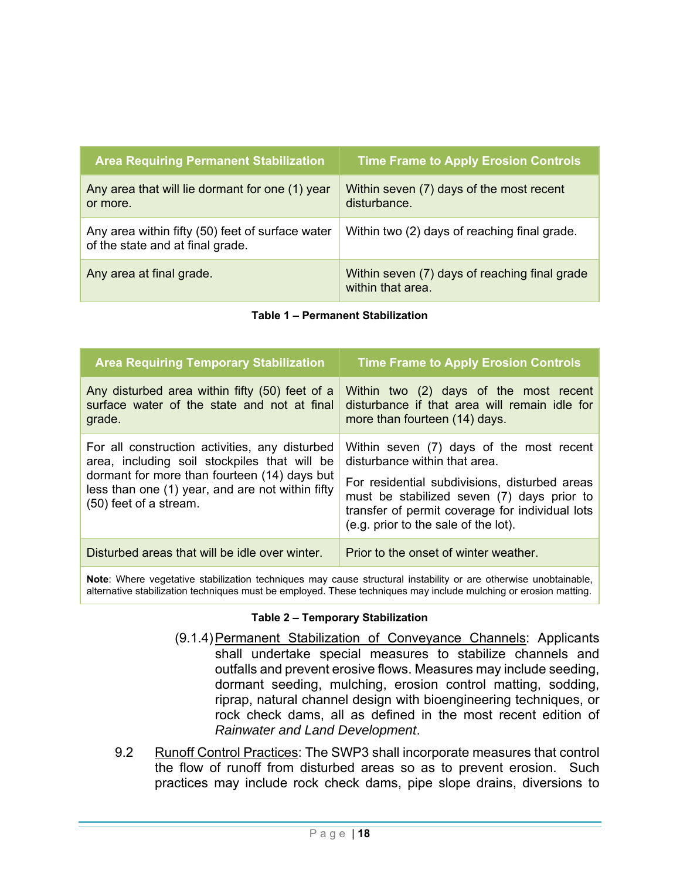| Area Requiring Permanent Stabilization | Time Frame to Apply Erosion Controls |
| --- | --- |
| Any area that will lie dormant for one (1) year or more. | Within seven (7) days of the most recent disturbance. |
| Any area within fifty (50) feet of surface water of the state and at final grade. | Within two (2) days of reaching final grade. |
| Any area at final grade. | Within seven (7) days of reaching final grade within that area. |

**Table 1 – Permanent Stabilization**

| Area Requiring Temporary Stabilization | Time Frame to Apply Erosion Controls |
| --- | --- |
| Any disturbed area within fifty (50) feet of a surface water of the state and not at final grade. | Within two (2) days of the most recent disturbance if that area will remain idle for more than fourteen (14) days. |
| For all construction activities, any disturbed area, including soil stockpiles that will be dormant for more than fourteen (14) days but less than one (1) year, and are not within fifty (50) feet of a stream. | Within seven (7) days of the most recent disturbance within that area. For residential subdivisions, disturbed areas must be stabilized seven (7) days prior to transfer of permit coverage for individual lots (e.g. prior to the sale of the lot). |
| Disturbed areas that will be idle over winter. | Prior to the onset of winter weather. |
| **Note**: Where vegetative stabilization techniques may cause structural instability or are otherwise unobtainable, alternative stabilization techniques must be employed. These techniques may include mulching or erosion matting. | |

**Table 2 – Temporary Stabilization**

(9.1.4) Permanent Stabilization of Conveyance Channels: Applicants shall undertake special measures to stabilize channels and outfalls and prevent erosive flows. Measures may include seeding, dormant seeding, mulching, erosion control matting, sodding, riprap, natural channel design with bioengineering techniques, or rock check dams, all as defined in the most recent edition of *Rainwater and Land Development*.

9.2 Runoff Control Practices: The SWP3 shall incorporate measures that control the flow of runoff from disturbed areas so as to prevent erosion. Such practices may include rock check dams, pipe slope drains, diversions to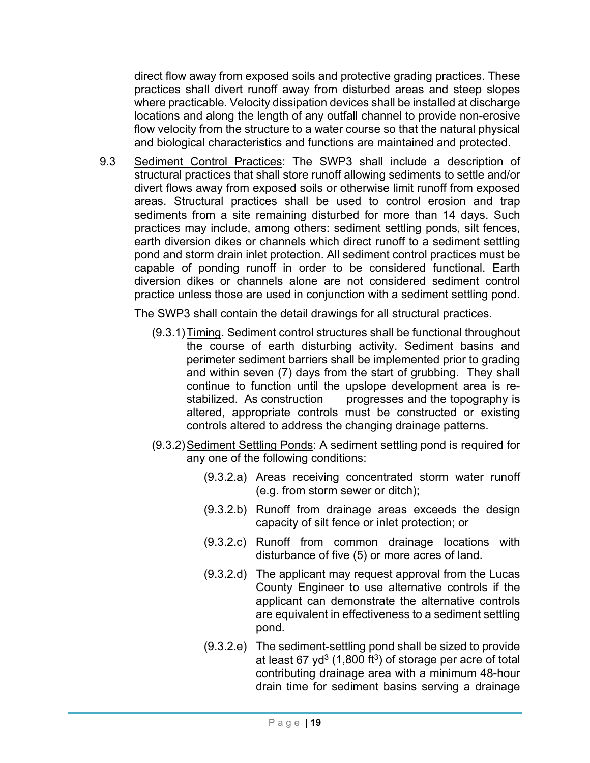direct flow away from exposed soils and protective grading practices. These practices shall divert runoff away from disturbed areas and steep slopes where practicable. Velocity dissipation devices shall be installed at discharge locations and along the length of any outfall channel to provide non-erosive flow velocity from the structure to a water course so that the natural physical and biological characteristics and functions are maintained and protected.

9.3 Sediment Control Practices: The SWP3 shall include a description of structural practices that shall store runoff allowing sediments to settle and/or divert flows away from exposed soils or otherwise limit runoff from exposed areas. Structural practices shall be used to control erosion and trap sediments from a site remaining disturbed for more than 14 days. Such practices may include, among others: sediment settling ponds, silt fences, earth diversion dikes or channels which direct runoff to a sediment settling pond and storm drain inlet protection. All sediment control practices must be capable of ponding runoff in order to be considered functional. Earth diversion dikes or channels alone are not considered sediment control practice unless those are used in conjunction with a sediment settling pond.

The SWP3 shall contain the detail drawings for all structural practices.

(9.3.1) Timing. Sediment control structures shall be functional throughout the course of earth disturbing activity. Sediment basins and perimeter sediment barriers shall be implemented prior to grading and within seven (7) days from the start of grubbing. They shall continue to function until the upslope development area is re-stabilized. As construction progresses and the topography is altered, appropriate controls must be constructed or existing controls altered to address the changing drainage patterns.

(9.3.2) Sediment Settling Ponds: A sediment settling pond is required for any one of the following conditions:

(9.3.2.a) Areas receiving concentrated storm water runoff (e.g. from storm sewer or ditch);

(9.3.2.b) Runoff from drainage areas exceeds the design capacity of silt fence or inlet protection; or

(9.3.2.c) Runoff from common drainage locations with disturbance of five (5) or more acres of land.

(9.3.2.d) The applicant may request approval from the Lucas County Engineer to use alternative controls if the applicant can demonstrate the alternative controls are equivalent in effectiveness to a sediment settling pond.

(9.3.2.e) The sediment-settling pond shall be sized to provide at least 67 $yd^3$ (1,800 $ft^3$) of storage per acre of total contributing drainage area with a minimum 48-hour drain time for sediment basins serving a drainage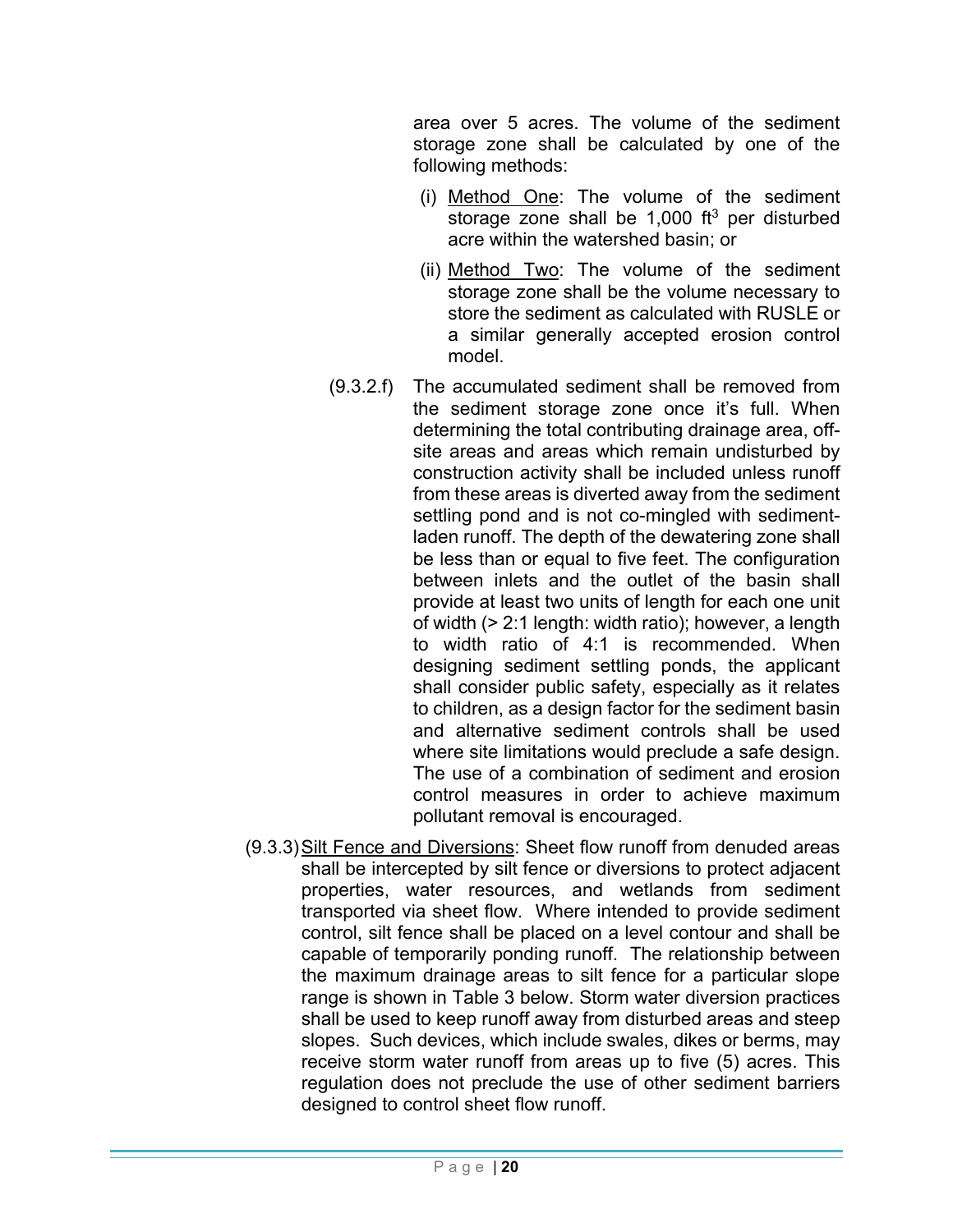area over 5 acres. The volume of the sediment storage zone shall be calculated by one of the following methods:

(i) Method One: The volume of the sediment storage zone shall be 1,000 $ft^3$ per disturbed acre within the watershed basin; or

(ii) Method Two: The volume of the sediment storage zone shall be the volume necessary to store the sediment as calculated with RUSLE or a similar generally accepted erosion control model.

(9.3.2.f) The accumulated sediment shall be removed from the sediment storage zone once it's full. When determining the total contributing drainage area, off-site areas and areas which remain undisturbed by construction activity shall be included unless runoff from these areas is diverted away from the sediment settling pond and is not co-mingled with sediment-laden runoff. The depth of the dewatering zone shall be less than or equal to five feet. The configuration between inlets and the outlet of the basin shall provide at least two units of length for each one unit of width (> 2:1 length: width ratio); however, a length to width ratio of 4:1 is recommended. When designing sediment settling ponds, the applicant shall consider public safety, especially as it relates to children, as a design factor for the sediment basin and alternative sediment controls shall be used where site limitations would preclude a safe design. The use of a combination of sediment and erosion control measures in order to achieve maximum pollutant removal is encouraged.

(9.3.3) Silt Fence and Diversions: Sheet flow runoff from denuded areas shall be intercepted by silt fence or diversions to protect adjacent properties, water resources, and wetlands from sediment transported via sheet flow. Where intended to provide sediment control, silt fence shall be placed on a level contour and shall be capable of temporarily ponding runoff. The relationship between the maximum drainage areas to silt fence for a particular slope range is shown in Table 3 below. Storm water diversion practices shall be used to keep runoff away from disturbed areas and steep slopes. Such devices, which include swales, dikes or berms, may receive storm water runoff from areas up to five (5) acres. This regulation does not preclude the use of other sediment barriers designed to control sheet flow runoff.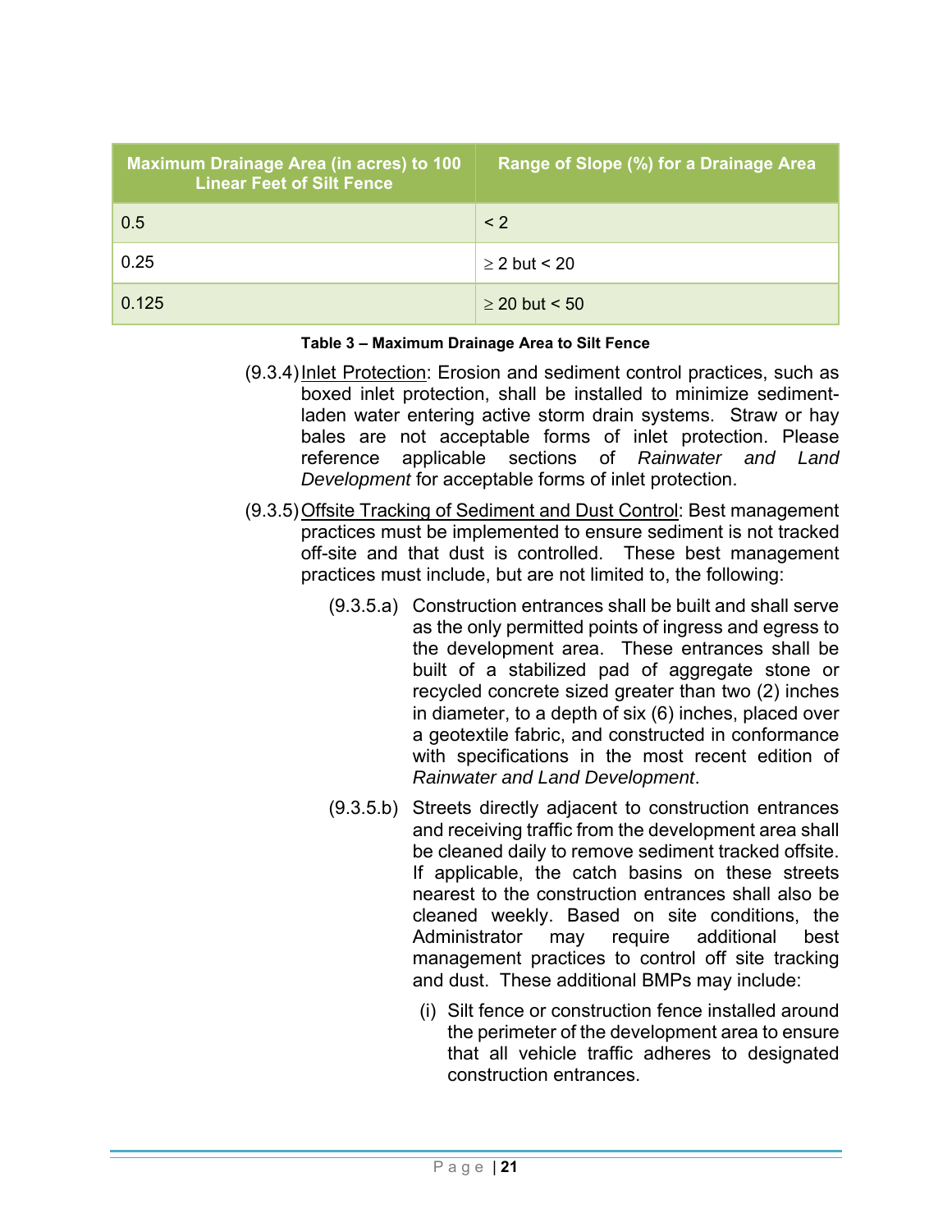| Maximum Drainage Area (in acres) to 100 Linear Feet of Silt Fence | Range of Slope (%) for a Drainage Area |
| --- | --- |
| 0.5 | < 2 |
| 0.25 | ≥ 2 but < 20 |
| 0.125 | ≥ 20 but < 50 |

**Table 3 – Maximum Drainage Area to Silt Fence**

(9.3.4) Inlet Protection: Erosion and sediment control practices, such as boxed inlet protection, shall be installed to minimize sediment-laden water entering active storm drain systems. Straw or hay bales are not acceptable forms of inlet protection. Please reference applicable sections of *Rainwater and Land Development* for acceptable forms of inlet protection.

(9.3.5) Offsite Tracking of Sediment and Dust Control: Best management practices must be implemented to ensure sediment is not tracked off-site and that dust is controlled. These best management practices must include, but are not limited to, the following:

(9.3.5.a) Construction entrances shall be built and shall serve as the only permitted points of ingress and egress to the development area. These entrances shall be built of a stabilized pad of aggregate stone or recycled concrete sized greater than two (2) inches in diameter, to a depth of six (6) inches, placed over a geotextile fabric, and constructed in conformance with specifications in the most recent edition of *Rainwater and Land Development*.

(9.3.5.b) Streets directly adjacent to construction entrances and receiving traffic from the development area shall be cleaned daily to remove sediment tracked offsite. If applicable, the catch basins on these streets nearest to the construction entrances shall also be cleaned weekly. Based on site conditions, the Administrator may require additional best management practices to control off site tracking and dust. These additional BMPs may include:

(i) Silt fence or construction fence installed around the perimeter of the development area to ensure that all vehicle traffic adheres to designated construction entrances.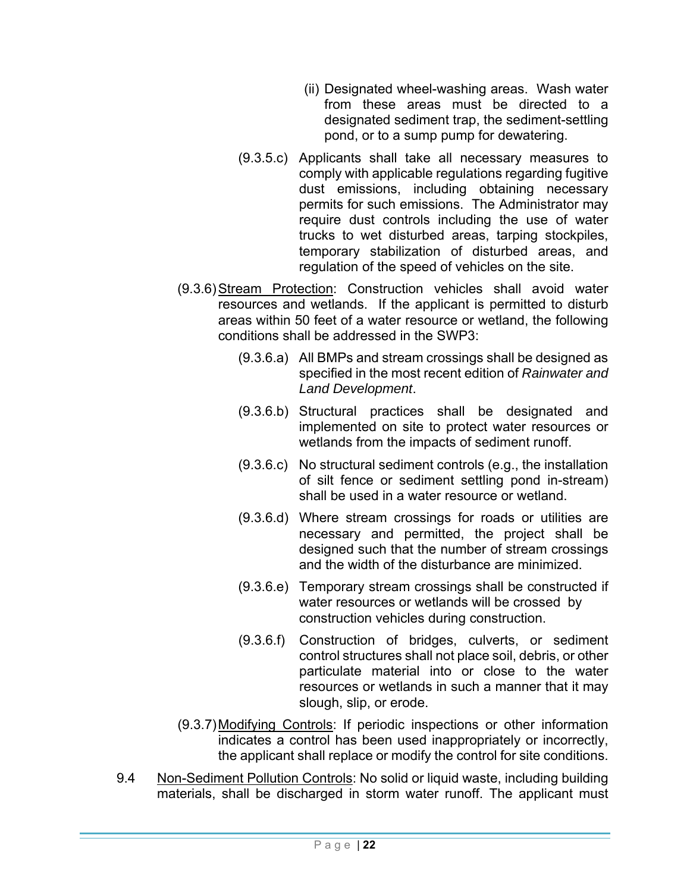(ii) Designated wheel-washing areas. Wash water from these areas must be directed to a designated sediment trap, the sediment-settling pond, or to a sump pump for dewatering.

(9.3.5.c) Applicants shall take all necessary measures to comply with applicable regulations regarding fugitive dust emissions, including obtaining necessary permits for such emissions. The Administrator may require dust controls including the use of water trucks to wet disturbed areas, tarping stockpiles, temporary stabilization of disturbed areas, and regulation of the speed of vehicles on the site.

(9.3.6) Stream Protection: Construction vehicles shall avoid water resources and wetlands. If the applicant is permitted to disturb areas within 50 feet of a water resource or wetland, the following conditions shall be addressed in the SWP3:

(9.3.6.a) All BMPs and stream crossings shall be designed as specified in the most recent edition of *Rainwater and Land Development*.

(9.3.6.b) Structural practices shall be designated and implemented on site to protect water resources or wetlands from the impacts of sediment runoff.

(9.3.6.c) No structural sediment controls (e.g., the installation of silt fence or sediment settling pond in-stream) shall be used in a water resource or wetland.

(9.3.6.d) Where stream crossings for roads or utilities are necessary and permitted, the project shall be designed such that the number of stream crossings and the width of the disturbance are minimized.

(9.3.6.e) Temporary stream crossings shall be constructed if water resources or wetlands will be crossed by construction vehicles during construction.

(9.3.6.f) Construction of bridges, culverts, or sediment control structures shall not place soil, debris, or other particulate material into or close to the water resources or wetlands in such a manner that it may slough, slip, or erode.

(9.3.7) Modifying Controls: If periodic inspections or other information indicates a control has been used inappropriately or incorrectly, the applicant shall replace or modify the control for site conditions.

9.4 Non-Sediment Pollution Controls: No solid or liquid waste, including building materials, shall be discharged in storm water runoff. The applicant must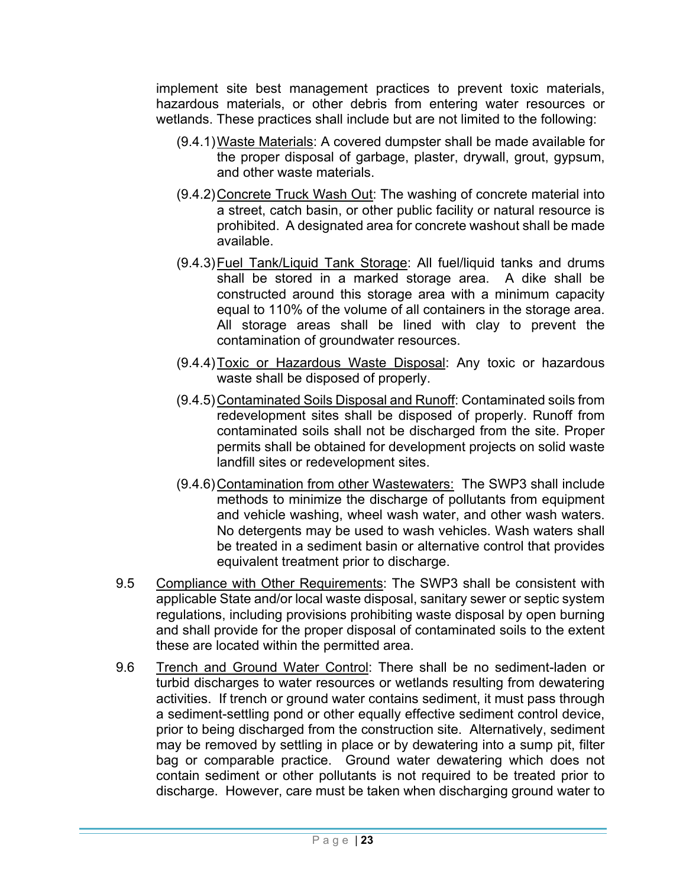implement site best management practices to prevent toxic materials, hazardous materials, or other debris from entering water resources or wetlands. These practices shall include but are not limited to the following:

- (9.4.1) <u>Waste Materials</u>: A covered dumpster shall be made available for the proper disposal of garbage, plaster, drywall, grout, gypsum, and other waste materials.
- (9.4.2) <u>Concrete Truck Wash Out</u>: The washing of concrete material into a street, catch basin, or other public facility or natural resource is prohibited. A designated area for concrete washout shall be made available.
- (9.4.3) <u>Fuel Tank/Liquid Tank Storage</u>: All fuel/liquid tanks and drums shall be stored in a marked storage area. A dike shall be constructed around this storage area with a minimum capacity equal to 110% of the volume of all containers in the storage area. All storage areas shall be lined with clay to prevent the contamination of groundwater resources.
- (9.4.4) <u>Toxic or Hazardous Waste Disposal</u>: Any toxic or hazardous waste shall be disposed of properly.
- (9.4.5) <u>Contaminated Soils Disposal and Runoff</u>: Contaminated soils from redevelopment sites shall be disposed of properly. Runoff from contaminated soils shall not be discharged from the site. Proper permits shall be obtained for development projects on solid waste landfill sites or redevelopment sites.
- (9.4.6) <u>Contamination from other Wastewaters:</u> The SWP3 shall include methods to minimize the discharge of pollutants from equipment and vehicle washing, wheel wash water, and other wash waters. No detergents may be used to wash vehicles. Wash waters shall be treated in a sediment basin or alternative control that provides equivalent treatment prior to discharge.

9.5 <u>Compliance with Other Requirements</u>: The SWP3 shall be consistent with applicable State and/or local waste disposal, sanitary sewer or septic system regulations, including provisions prohibiting waste disposal by open burning and shall provide for the proper disposal of contaminated soils to the extent these are located within the permitted area.

9.6 <u>Trench and Ground Water Control</u>: There shall be no sediment-laden or turbid discharges to water resources or wetlands resulting from dewatering activities. If trench or ground water contains sediment, it must pass through a sediment-settling pond or other equally effective sediment control device, prior to being discharged from the construction site. Alternatively, sediment may be removed by settling in place or by dewatering into a sump pit, filter bag or comparable practice. Ground water dewatering which does not contain sediment or other pollutants is not required to be treated prior to discharge. However, care must be taken when discharging ground water to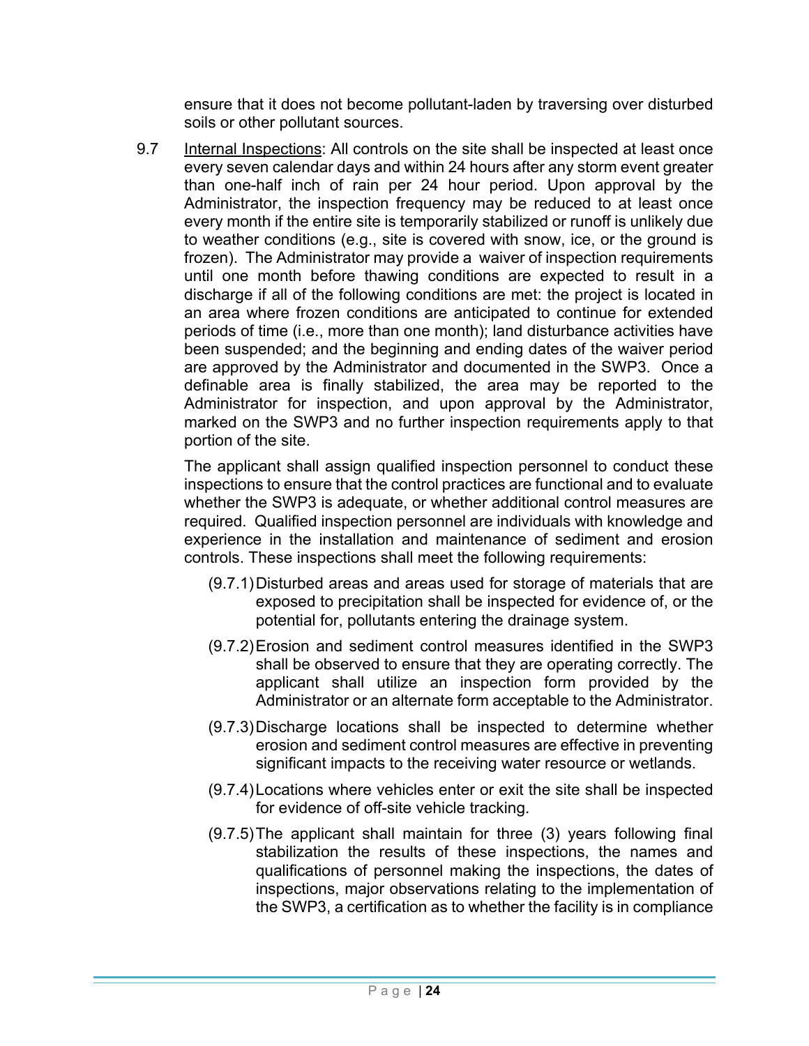ensure that it does not become pollutant-laden by traversing over disturbed soils or other pollutant sources.

9.7 Internal Inspections: All controls on the site shall be inspected at least once every seven calendar days and within 24 hours after any storm event greater than one-half inch of rain per 24 hour period. Upon approval by the Administrator, the inspection frequency may be reduced to at least once every month if the entire site is temporarily stabilized or runoff is unlikely due to weather conditions (e.g., site is covered with snow, ice, or the ground is frozen). The Administrator may provide a waiver of inspection requirements until one month before thawing conditions are expected to result in a discharge if all of the following conditions are met: the project is located in an area where frozen conditions are anticipated to continue for extended periods of time (i.e., more than one month); land disturbance activities have been suspended; and the beginning and ending dates of the waiver period are approved by the Administrator and documented in the SWP3. Once a definable area is finally stabilized, the area may be reported to the Administrator for inspection, and upon approval by the Administrator, marked on the SWP3 and no further inspection requirements apply to that portion of the site.

The applicant shall assign qualified inspection personnel to conduct these inspections to ensure that the control practices are functional and to evaluate whether the SWP3 is adequate, or whether additional control measures are required. Qualified inspection personnel are individuals with knowledge and experience in the installation and maintenance of sediment and erosion controls. These inspections shall meet the following requirements:

(9.7.1) Disturbed areas and areas used for storage of materials that are exposed to precipitation shall be inspected for evidence of, or the potential for, pollutants entering the drainage system.

(9.7.2) Erosion and sediment control measures identified in the SWP3 shall be observed to ensure that they are operating correctly. The applicant shall utilize an inspection form provided by the Administrator or an alternate form acceptable to the Administrator.

(9.7.3) Discharge locations shall be inspected to determine whether erosion and sediment control measures are effective in preventing significant impacts to the receiving water resource or wetlands.

(9.7.4) Locations where vehicles enter or exit the site shall be inspected for evidence of off-site vehicle tracking.

(9.7.5) The applicant shall maintain for three (3) years following final stabilization the results of these inspections, the names and qualifications of personnel making the inspections, the dates of inspections, major observations relating to the implementation of the SWP3, a certification as to whether the facility is in compliance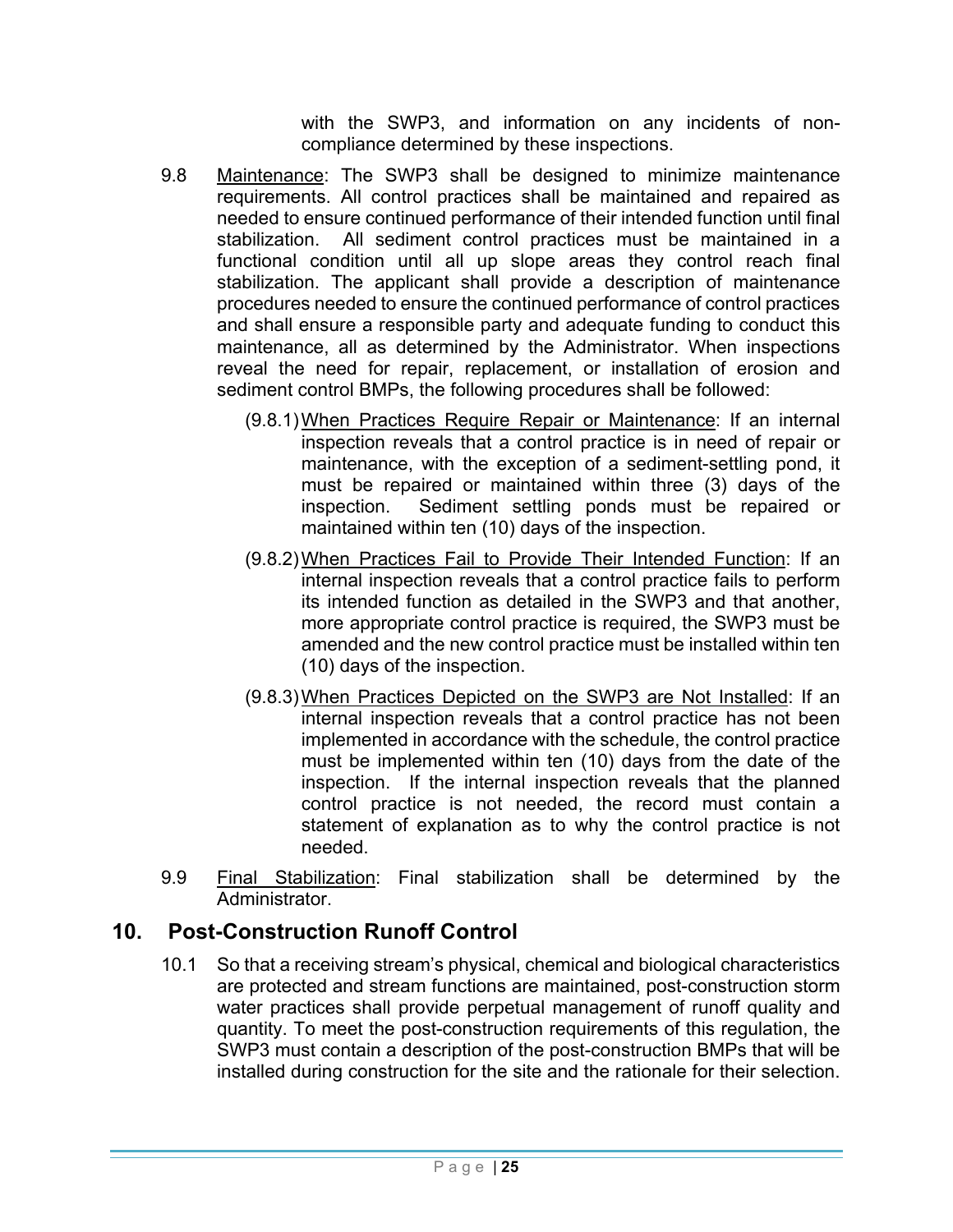with the SWP3, and information on any incidents of non-compliance determined by these inspections.

9.8 Maintenance: The SWP3 shall be designed to minimize maintenance requirements. All control practices shall be maintained and repaired as needed to ensure continued performance of their intended function until final stabilization. All sediment control practices must be maintained in a functional condition until all up slope areas they control reach final stabilization. The applicant shall provide a description of maintenance procedures needed to ensure the continued performance of control practices and shall ensure a responsible party and adequate funding to conduct this maintenance, all as determined by the Administrator. When inspections reveal the need for repair, replacement, or installation of erosion and sediment control BMPs, the following procedures shall be followed:

(9.8.1) When Practices Require Repair or Maintenance: If an internal inspection reveals that a control practice is in need of repair or maintenance, with the exception of a sediment-settling pond, it must be repaired or maintained within three (3) days of the inspection. Sediment settling ponds must be repaired or maintained within ten (10) days of the inspection.

(9.8.2) When Practices Fail to Provide Their Intended Function: If an internal inspection reveals that a control practice fails to perform its intended function as detailed in the SWP3 and that another, more appropriate control practice is required, the SWP3 must be amended and the new control practice must be installed within ten (10) days of the inspection.

(9.8.3) When Practices Depicted on the SWP3 are Not Installed: If an internal inspection reveals that a control practice has not been implemented in accordance with the schedule, the control practice must be implemented within ten (10) days from the date of the inspection. If the internal inspection reveals that the planned control practice is not needed, the record must contain a statement of explanation as to why the control practice is not needed.

9.9 Final Stabilization: Final stabilization shall be determined by the Administrator.

## 10. Post-Construction Runoff Control

10.1 So that a receiving stream's physical, chemical and biological characteristics are protected and stream functions are maintained, post-construction storm water practices shall provide perpetual management of runoff quality and quantity. To meet the post-construction requirements of this regulation, the SWP3 must contain a description of the post-construction BMPs that will be installed during construction for the site and the rationale for their selection.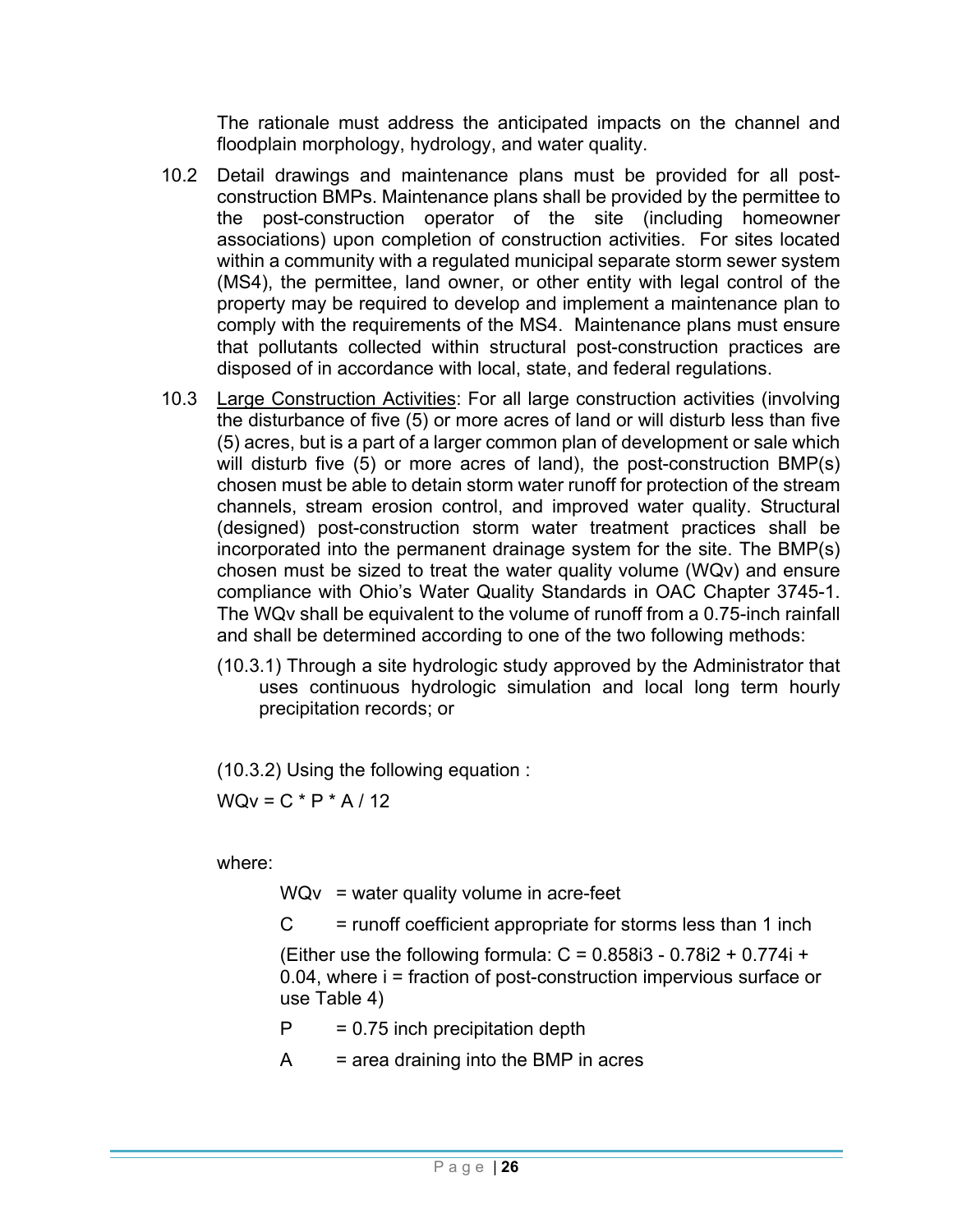The rationale must address the anticipated impacts on the channel and floodplain morphology, hydrology, and water quality.

10.2 Detail drawings and maintenance plans must be provided for all post-construction BMPs. Maintenance plans shall be provided by the permittee to the post-construction operator of the site (including homeowner associations) upon completion of construction activities. For sites located within a community with a regulated municipal separate storm sewer system (MS4), the permittee, land owner, or other entity with legal control of the property may be required to develop and implement a maintenance plan to comply with the requirements of the MS4. Maintenance plans must ensure that pollutants collected within structural post-construction practices are disposed of in accordance with local, state, and federal regulations.

10.3 Large Construction Activities: For all large construction activities (involving the disturbance of five (5) or more acres of land or will disturb less than five (5) acres, but is a part of a larger common plan of development or sale which will disturb five (5) or more acres of land), the post-construction BMP(s) chosen must be able to detain storm water runoff for protection of the stream channels, stream erosion control, and improved water quality. Structural (designed) post-construction storm water treatment practices shall be incorporated into the permanent drainage system for the site. The BMP(s) chosen must be sized to treat the water quality volume (WQv) and ensure compliance with Ohio's Water Quality Standards in OAC Chapter 3745-1. The WQv shall be equivalent to the volume of runoff from a 0.75-inch rainfall and shall be determined according to one of the two following methods:

(10.3.1) Through a site hydrologic study approved by the Administrator that uses continuous hydrologic simulation and local long term hourly precipitation records; or

(10.3.2) Using the following equation :

$$WQv = C * P * A / 12$$

where:

WQv = water quality volume in acre-feet

C = runoff coefficient appropriate for storms less than 1 inch

(Either use the following formula: $C = 0.858i^3 - 0.78i^2 + 0.774i + 0.04$, where i = fraction of post-construction impervious surface or use Table 4)

P = 0.75 inch precipitation depth

A = area draining into the BMP in acres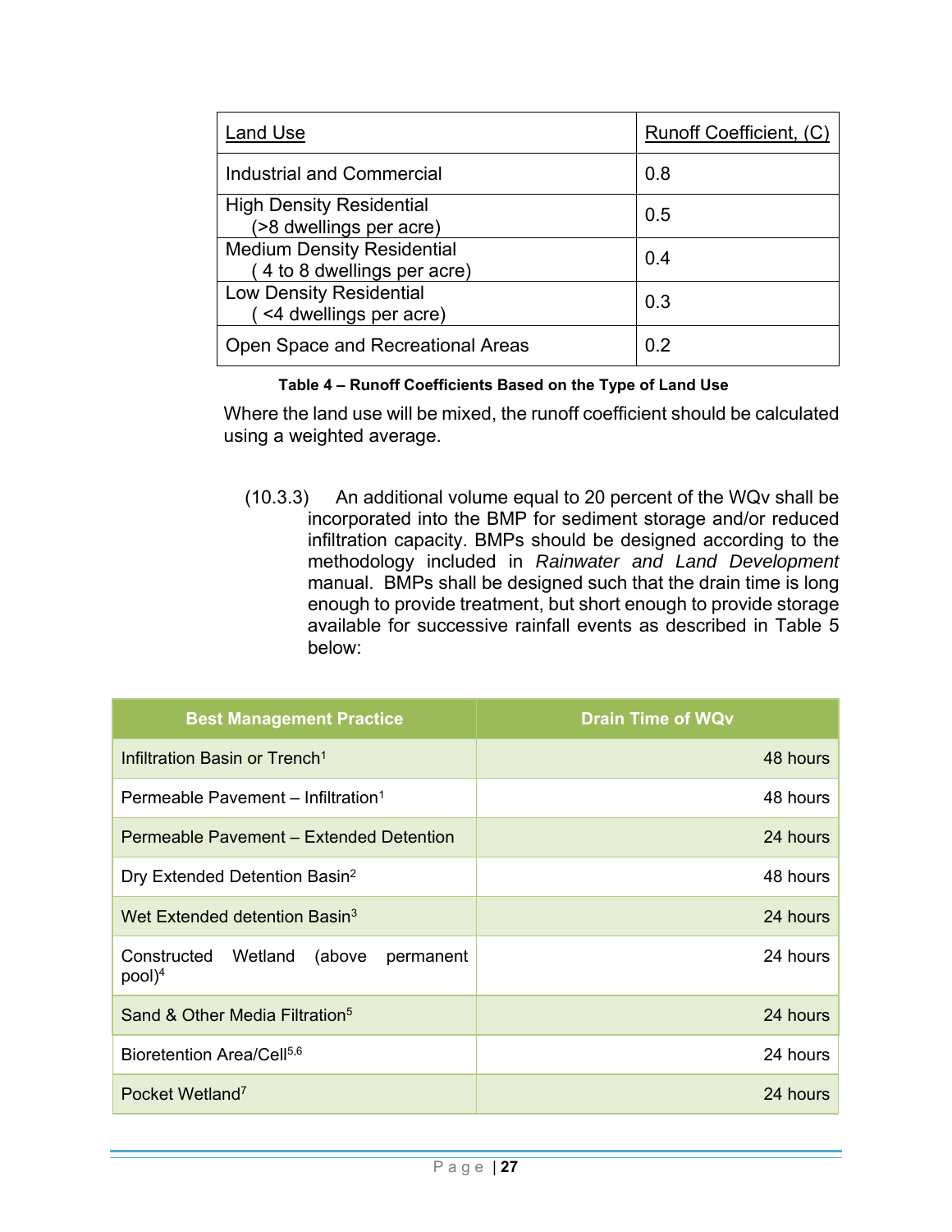| Land Use | Runoff Coefficient, (C) |
|---|---|
| Industrial and Commercial | 0.8 |
| High Density Residential (>8 dwellings per acre) | 0.5 |
| Medium Density Residential ( 4 to 8 dwellings per acre) | 0.4 |
| Low Density Residential ( <4 dwellings per acre) | 0.3 |
| Open Space and Recreational Areas | 0.2 |

**Table 4 – Runoff Coefficients Based on the Type of Land Use**

Where the land use will be mixed, the runoff coefficient should be calculated using a weighted average.

(10.3.3) An additional volume equal to 20 percent of the WQv shall be incorporated into the BMP for sediment storage and/or reduced infiltration capacity. BMPs should be designed according to the methodology included in *Rainwater and Land Development* manual. BMPs shall be designed such that the drain time is long enough to provide treatment, but short enough to provide storage available for successive rainfall events as described in Table 5 below:

| Best Management Practice | Drain Time of WQv |
|---|---|
| Infiltration Basin or Trench[1] | 48 hours |
| Permeable Pavement – Infiltration[1] | 48 hours |
| Permeable Pavement – Extended Detention | 24 hours |
| Dry Extended Detention Basin[2] | 48 hours |
| Wet Extended detention Basin[3] | 24 hours |
| Constructed Wetland (above permanent pool)[4] | 24 hours |
| Sand & Other Media Filtration[5] | 24 hours |
| Bioretention Area/Cell[5,6] | 24 hours |
| Pocket Wetland[7] | 24 hours |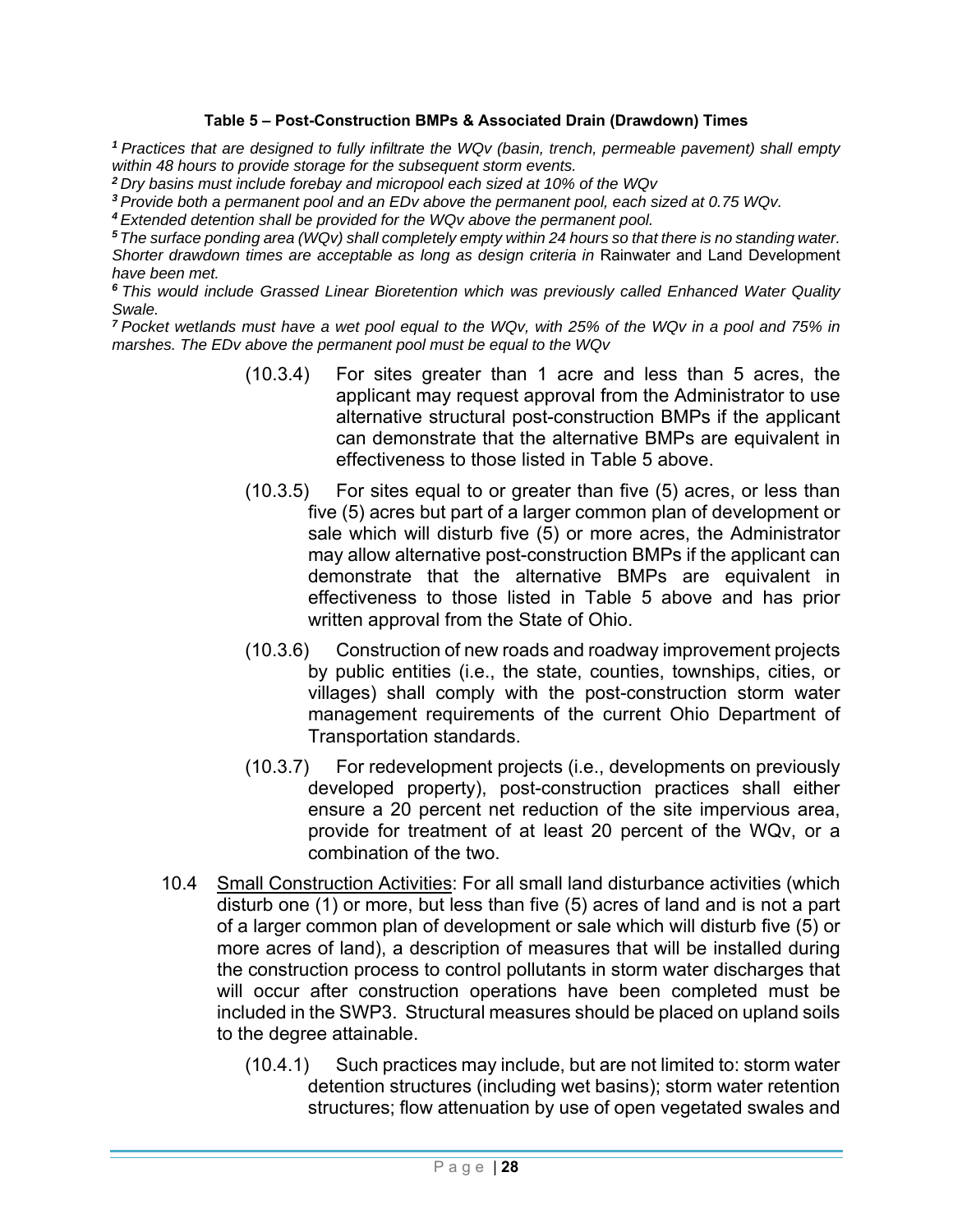**Table 5 – Post-Construction BMPs & Associated Drain (Drawdown) Times**

*[1] Practices that are designed to fully infiltrate the WQv (basin, trench, permeable pavement) shall empty within 48 hours to provide storage for the subsequent storm events.*
*[2] Dry basins must include forebay and micropool each sized at 10% of the WQv*
*[3] Provide both a permanent pool and an EDv above the permanent pool, each sized at 0.75 WQv.*
*[4] Extended detention shall be provided for the WQv above the permanent pool.*
*[5] The surface ponding area (WQv) shall completely empty within 24 hours so that there is no standing water. Shorter drawdown times are acceptable as long as design criteria in* Rainwater and Land Development *have been met.*
*[6] This would include Grassed Linear Bioretention which was previously called Enhanced Water Quality Swale.*
*[7] Pocket wetlands must have a wet pool equal to the WQv, with 25% of the WQv in a pool and 75% in marshes. The EDv above the permanent pool must be equal to the WQv*

(10.3.4) For sites greater than 1 acre and less than 5 acres, the applicant may request approval from the Administrator to use alternative structural post-construction BMPs if the applicant can demonstrate that the alternative BMPs are equivalent in effectiveness to those listed in Table 5 above.

(10.3.5) For sites equal to or greater than five (5) acres, or less than five (5) acres but part of a larger common plan of development or sale which will disturb five (5) or more acres, the Administrator may allow alternative post-construction BMPs if the applicant can demonstrate that the alternative BMPs are equivalent in effectiveness to those listed in Table 5 above and has prior written approval from the State of Ohio.

(10.3.6) Construction of new roads and roadway improvement projects by public entities (i.e., the state, counties, townships, cities, or villages) shall comply with the post-construction storm water management requirements of the current Ohio Department of Transportation standards.

(10.3.7) For redevelopment projects (i.e., developments on previously developed property), post-construction practices shall either ensure a 20 percent net reduction of the site impervious area, provide for treatment of at least 20 percent of the WQv, or a combination of the two.

10.4 Small Construction Activities: For all small land disturbance activities (which disturb one (1) or more, but less than five (5) acres of land and is not a part of a larger common plan of development or sale which will disturb five (5) or more acres of land), a description of measures that will be installed during the construction process to control pollutants in storm water discharges that will occur after construction operations have been completed must be included in the SWP3. Structural measures should be placed on upland soils to the degree attainable.

(10.4.1) Such practices may include, but are not limited to: storm water detention structures (including wet basins); storm water retention structures; flow attenuation by use of open vegetated swales and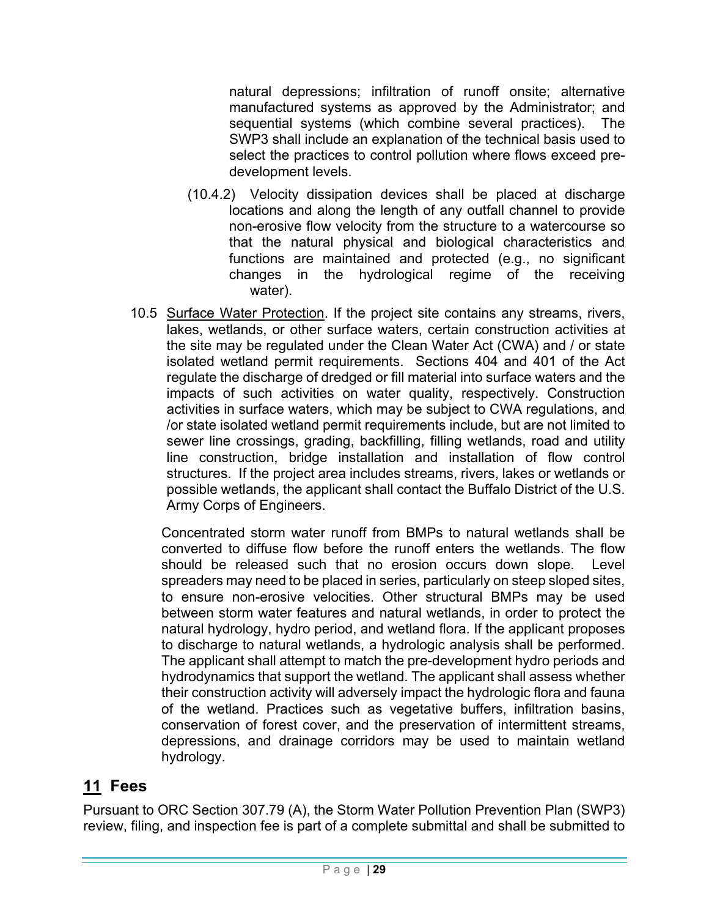natural depressions; infiltration of runoff onsite; alternative manufactured systems as approved by the Administrator; and sequential systems (which combine several practices). The SWP3 shall include an explanation of the technical basis used to select the practices to control pollution where flows exceed pre-development levels.

(10.4.2) Velocity dissipation devices shall be placed at discharge locations and along the length of any outfall channel to provide non-erosive flow velocity from the structure to a watercourse so that the natural physical and biological characteristics and functions are maintained and protected (e.g., no significant changes in the hydrological regime of the receiving water).

10.5 Surface Water Protection. If the project site contains any streams, rivers, lakes, wetlands, or other surface waters, certain construction activities at the site may be regulated under the Clean Water Act (CWA) and / or state isolated wetland permit requirements. Sections 404 and 401 of the Act regulate the discharge of dredged or fill material into surface waters and the impacts of such activities on water quality, respectively. Construction activities in surface waters, which may be subject to CWA regulations, and /or state isolated wetland permit requirements include, but are not limited to sewer line crossings, grading, backfilling, filling wetlands, road and utility line construction, bridge installation and installation of flow control structures. If the project area includes streams, rivers, lakes or wetlands or possible wetlands, the applicant shall contact the Buffalo District of the U.S. Army Corps of Engineers.

Concentrated storm water runoff from BMPs to natural wetlands shall be converted to diffuse flow before the runoff enters the wetlands. The flow should be released such that no erosion occurs down slope. Level spreaders may need to be placed in series, particularly on steep sloped sites, to ensure non-erosive velocities. Other structural BMPs may be used between storm water features and natural wetlands, in order to protect the natural hydrology, hydro period, and wetland flora. If the applicant proposes to discharge to natural wetlands, a hydrologic analysis shall be performed. The applicant shall attempt to match the pre-development hydro periods and hydrodynamics that support the wetland. The applicant shall assess whether their construction activity will adversely impact the hydrologic flora and fauna of the wetland. Practices such as vegetative buffers, infiltration basins, conservation of forest cover, and the preservation of intermittent streams, depressions, and drainage corridors may be used to maintain wetland hydrology.

## 11 Fees

Pursuant to ORC Section 307.79 (A), the Storm Water Pollution Prevention Plan (SWP3) review, filing, and inspection fee is part of a complete submittal and shall be submitted to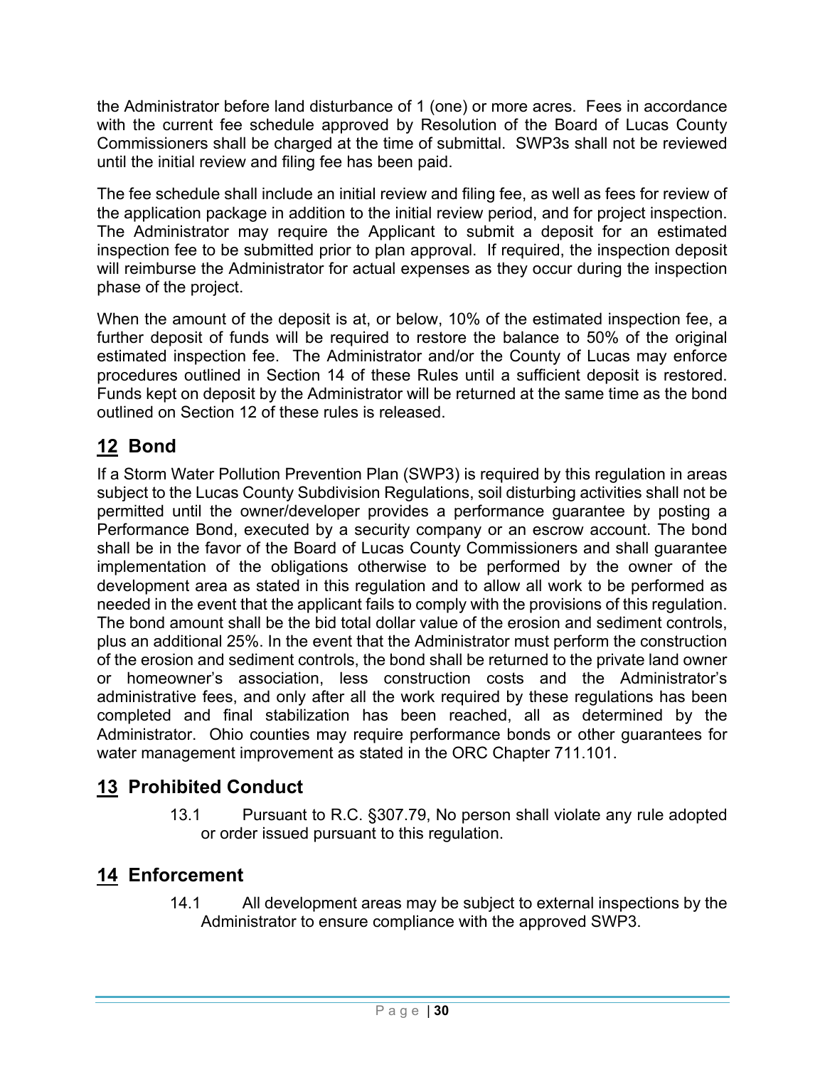the Administrator before land disturbance of 1 (one) or more acres. Fees in accordance with the current fee schedule approved by Resolution of the Board of Lucas County Commissioners shall be charged at the time of submittal. SWP3s shall not be reviewed until the initial review and filing fee has been paid.

The fee schedule shall include an initial review and filing fee, as well as fees for review of the application package in addition to the initial review period, and for project inspection. The Administrator may require the Applicant to submit a deposit for an estimated inspection fee to be submitted prior to plan approval. If required, the inspection deposit will reimburse the Administrator for actual expenses as they occur during the inspection phase of the project.

When the amount of the deposit is at, or below, 10% of the estimated inspection fee, a further deposit of funds will be required to restore the balance to 50% of the original estimated inspection fee. The Administrator and/or the County of Lucas may enforce procedures outlined in Section 14 of these Rules until a sufficient deposit is restored. Funds kept on deposit by the Administrator will be returned at the same time as the bond outlined on Section 12 of these rules is released.

## 12 Bond

If a Storm Water Pollution Prevention Plan (SWP3) is required by this regulation in areas subject to the Lucas County Subdivision Regulations, soil disturbing activities shall not be permitted until the owner/developer provides a performance guarantee by posting a Performance Bond, executed by a security company or an escrow account. The bond shall be in the favor of the Board of Lucas County Commissioners and shall guarantee implementation of the obligations otherwise to be performed by the owner of the development area as stated in this regulation and to allow all work to be performed as needed in the event that the applicant fails to comply with the provisions of this regulation. The bond amount shall be the bid total dollar value of the erosion and sediment controls, plus an additional 25%. In the event that the Administrator must perform the construction of the erosion and sediment controls, the bond shall be returned to the private land owner or homeowner's association, less construction costs and the Administrator's administrative fees, and only after all the work required by these regulations has been completed and final stabilization has been reached, all as determined by the Administrator. Ohio counties may require performance bonds or other guarantees for water management improvement as stated in the ORC Chapter 711.101.

## 13 Prohibited Conduct

13.1 Pursuant to R.C. §307.79, No person shall violate any rule adopted or order issued pursuant to this regulation.

## 14 Enforcement

14.1 All development areas may be subject to external inspections by the Administrator to ensure compliance with the approved SWP3.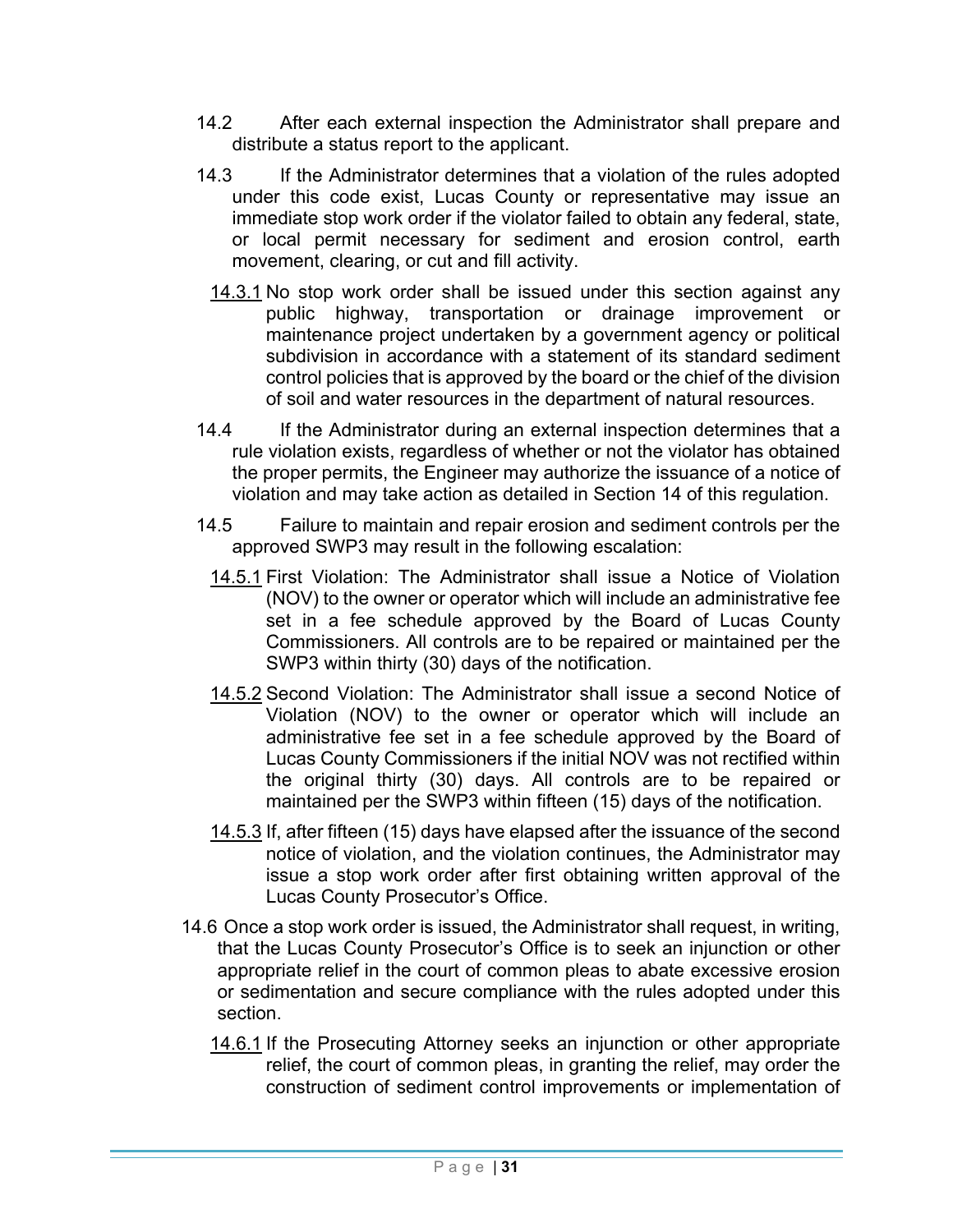14.2 After each external inspection the Administrator shall prepare and distribute a status report to the applicant.

14.3 If the Administrator determines that a violation of the rules adopted under this code exist, Lucas County or representative may issue an immediate stop work order if the violator failed to obtain any federal, state, or local permit necessary for sediment and erosion control, earth movement, clearing, or cut and fill activity.

14.3.1 No stop work order shall be issued under this section against any public highway, transportation or drainage improvement or maintenance project undertaken by a government agency or political subdivision in accordance with a statement of its standard sediment control policies that is approved by the board or the chief of the division of soil and water resources in the department of natural resources.

14.4 If the Administrator during an external inspection determines that a rule violation exists, regardless of whether or not the violator has obtained the proper permits, the Engineer may authorize the issuance of a notice of violation and may take action as detailed in Section 14 of this regulation.

14.5 Failure to maintain and repair erosion and sediment controls per the approved SWP3 may result in the following escalation:

14.5.1 First Violation: The Administrator shall issue a Notice of Violation (NOV) to the owner or operator which will include an administrative fee set in a fee schedule approved by the Board of Lucas County Commissioners. All controls are to be repaired or maintained per the SWP3 within thirty (30) days of the notification.

14.5.2 Second Violation: The Administrator shall issue a second Notice of Violation (NOV) to the owner or operator which will include an administrative fee set in a fee schedule approved by the Board of Lucas County Commissioners if the initial NOV was not rectified within the original thirty (30) days. All controls are to be repaired or maintained per the SWP3 within fifteen (15) days of the notification.

14.5.3 If, after fifteen (15) days have elapsed after the issuance of the second notice of violation, and the violation continues, the Administrator may issue a stop work order after first obtaining written approval of the Lucas County Prosecutor's Office.

14.6 Once a stop work order is issued, the Administrator shall request, in writing, that the Lucas County Prosecutor's Office is to seek an injunction or other appropriate relief in the court of common pleas to abate excessive erosion or sedimentation and secure compliance with the rules adopted under this section.

14.6.1 If the Prosecuting Attorney seeks an injunction or other appropriate relief, the court of common pleas, in granting the relief, may order the construction of sediment control improvements or implementation of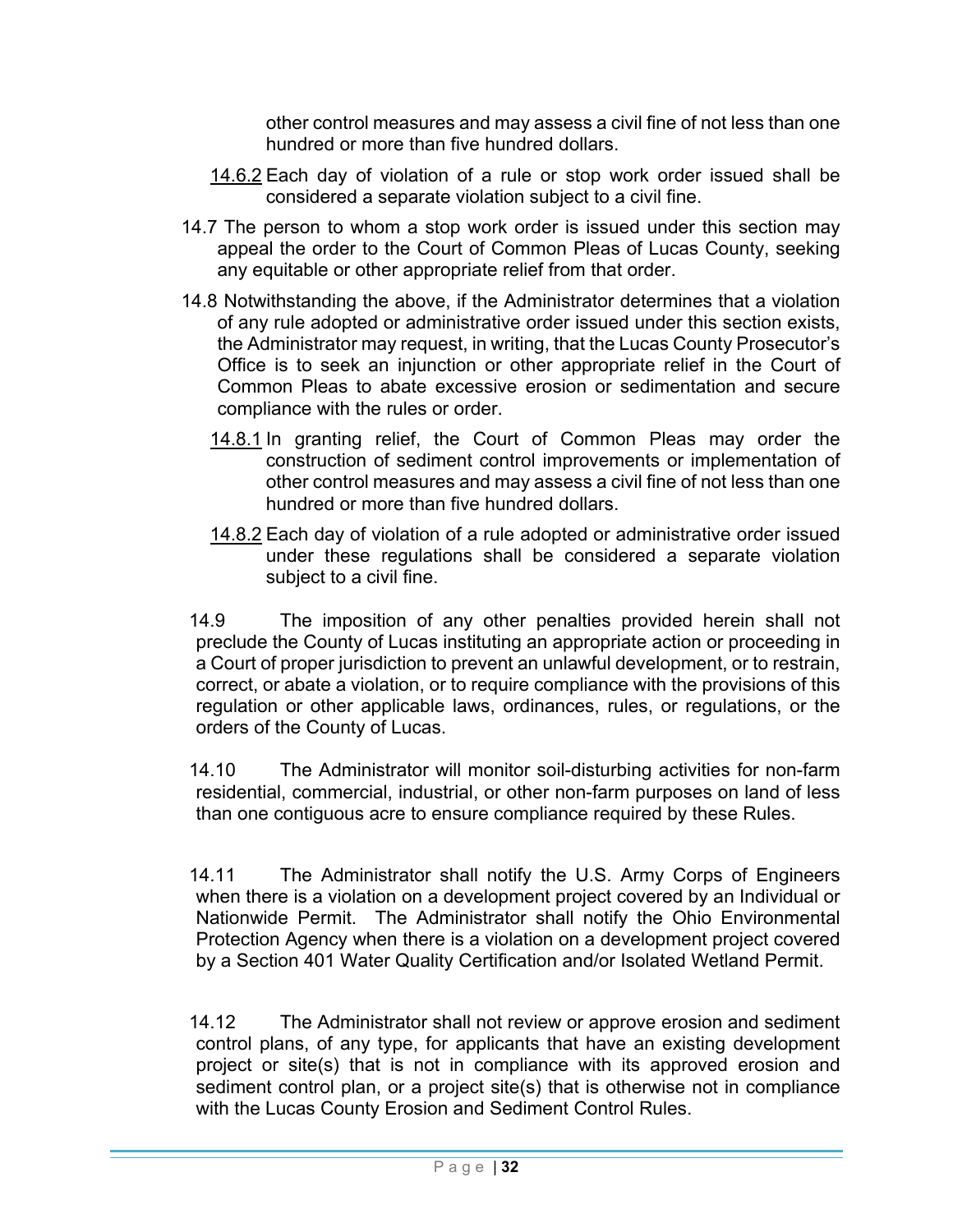other control measures and may assess a civil fine of not less than one hundred or more than five hundred dollars.

14.6.2 Each day of violation of a rule or stop work order issued shall be considered a separate violation subject to a civil fine.

14.7 The person to whom a stop work order is issued under this section may appeal the order to the Court of Common Pleas of Lucas County, seeking any equitable or other appropriate relief from that order.

14.8 Notwithstanding the above, if the Administrator determines that a violation of any rule adopted or administrative order issued under this section exists, the Administrator may request, in writing, that the Lucas County Prosecutor's Office is to seek an injunction or other appropriate relief in the Court of Common Pleas to abate excessive erosion or sedimentation and secure compliance with the rules or order.

14.8.1 In granting relief, the Court of Common Pleas may order the construction of sediment control improvements or implementation of other control measures and may assess a civil fine of not less than one hundred or more than five hundred dollars.

14.8.2 Each day of violation of a rule adopted or administrative order issued under these regulations shall be considered a separate violation subject to a civil fine.

14.9 The imposition of any other penalties provided herein shall not preclude the County of Lucas instituting an appropriate action or proceeding in a Court of proper jurisdiction to prevent an unlawful development, or to restrain, correct, or abate a violation, or to require compliance with the provisions of this regulation or other applicable laws, ordinances, rules, or regulations, or the orders of the County of Lucas.

14.10 The Administrator will monitor soil-disturbing activities for non-farm residential, commercial, industrial, or other non-farm purposes on land of less than one contiguous acre to ensure compliance required by these Rules.

14.11 The Administrator shall notify the U.S. Army Corps of Engineers when there is a violation on a development project covered by an Individual or Nationwide Permit. The Administrator shall notify the Ohio Environmental Protection Agency when there is a violation on a development project covered by a Section 401 Water Quality Certification and/or Isolated Wetland Permit.

14.12 The Administrator shall not review or approve erosion and sediment control plans, of any type, for applicants that have an existing development project or site(s) that is not in compliance with its approved erosion and sediment control plan, or a project site(s) that is otherwise not in compliance with the Lucas County Erosion and Sediment Control Rules.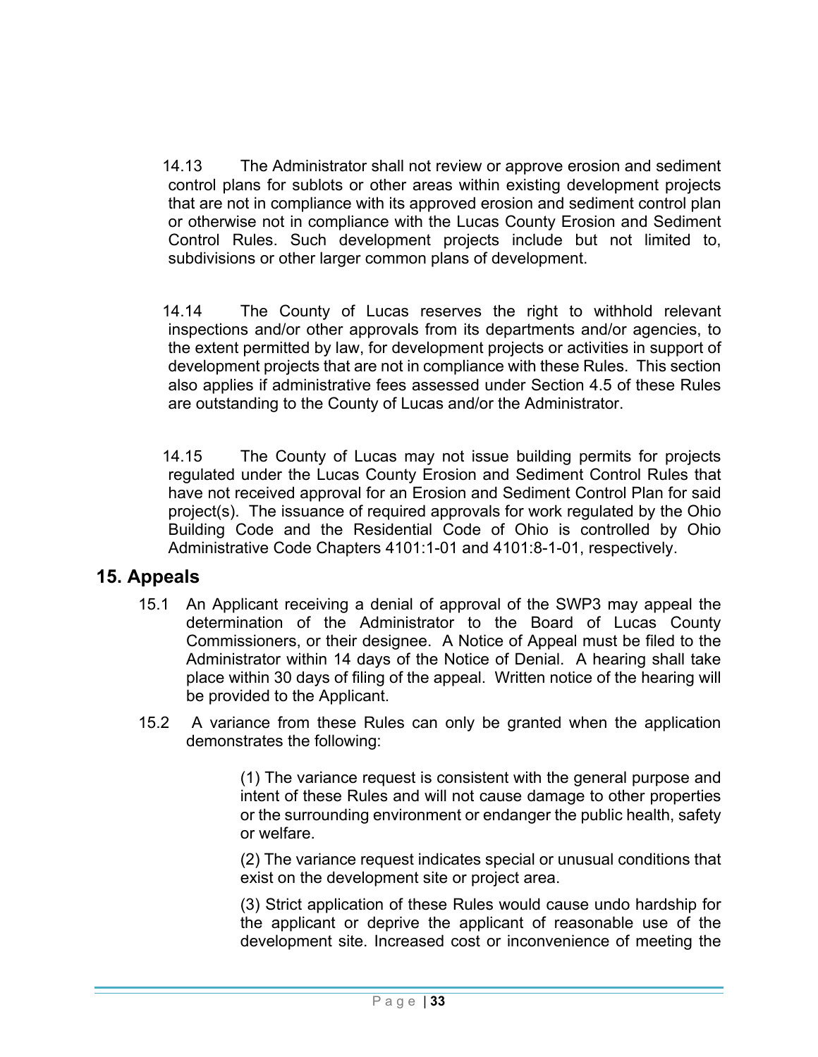14.13 The Administrator shall not review or approve erosion and sediment control plans for sublots or other areas within existing development projects that are not in compliance with its approved erosion and sediment control plan or otherwise not in compliance with the Lucas County Erosion and Sediment Control Rules. Such development projects include but not limited to, subdivisions or other larger common plans of development.

14.14 The County of Lucas reserves the right to withhold relevant inspections and/or other approvals from its departments and/or agencies, to the extent permitted by law, for development projects or activities in support of development projects that are not in compliance with these Rules. This section also applies if administrative fees assessed under Section 4.5 of these Rules are outstanding to the County of Lucas and/or the Administrator.

14.15 The County of Lucas may not issue building permits for projects regulated under the Lucas County Erosion and Sediment Control Rules that have not received approval for an Erosion and Sediment Control Plan for said project(s). The issuance of required approvals for work regulated by the Ohio Building Code and the Residential Code of Ohio is controlled by Ohio Administrative Code Chapters 4101:1-01 and 4101:8-1-01, respectively.

## 15. Appeals

15.1 An Applicant receiving a denial of approval of the SWP3 may appeal the determination of the Administrator to the Board of Lucas County Commissioners, or their designee. A Notice of Appeal must be filed to the Administrator within 14 days of the Notice of Denial. A hearing shall take place within 30 days of filing of the appeal. Written notice of the hearing will be provided to the Applicant.

15.2 A variance from these Rules can only be granted when the application demonstrates the following:

(1) The variance request is consistent with the general purpose and intent of these Rules and will not cause damage to other properties or the surrounding environment or endanger the public health, safety or welfare.

(2) The variance request indicates special or unusual conditions that exist on the development site or project area.

(3) Strict application of these Rules would cause undo hardship for the applicant or deprive the applicant of reasonable use of the development site. Increased cost or inconvenience of meeting the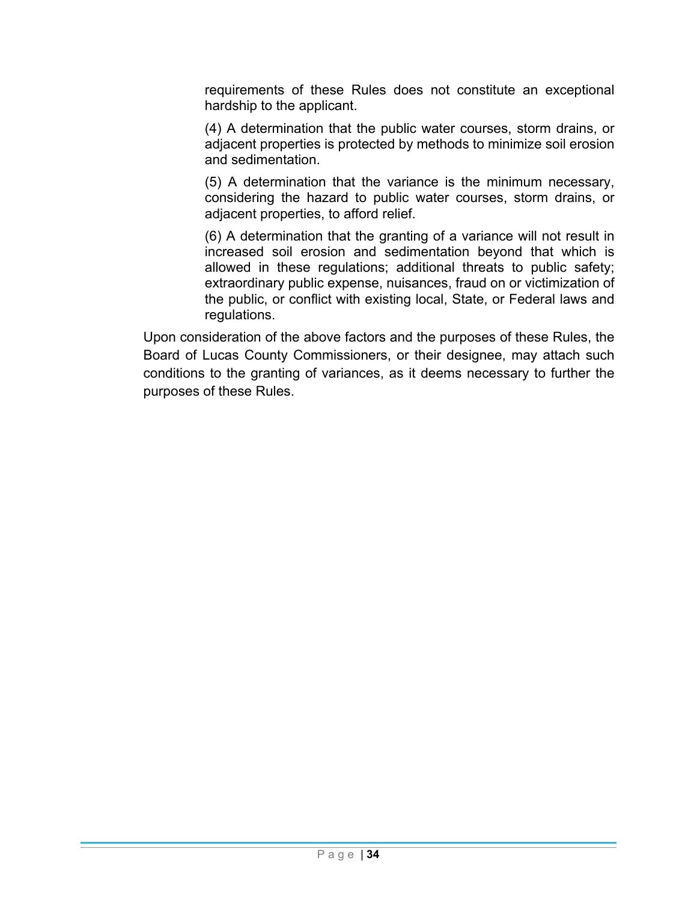requirements of these Rules does not constitute an exceptional hardship to the applicant.

(4) A determination that the public water courses, storm drains, or adjacent properties is protected by methods to minimize soil erosion and sedimentation.

(5) A determination that the variance is the minimum necessary, considering the hazard to public water courses, storm drains, or adjacent properties, to afford relief.

(6) A determination that the granting of a variance will not result in increased soil erosion and sedimentation beyond that which is allowed in these regulations; additional threats to public safety; extraordinary public expense, nuisances, fraud on or victimization of the public, or conflict with existing local, State, or Federal laws and regulations.

Upon consideration of the above factors and the purposes of these Rules, the Board of Lucas County Commissioners, or their designee, may attach such conditions to the granting of variances, as it deems necessary to further the purposes of these Rules.